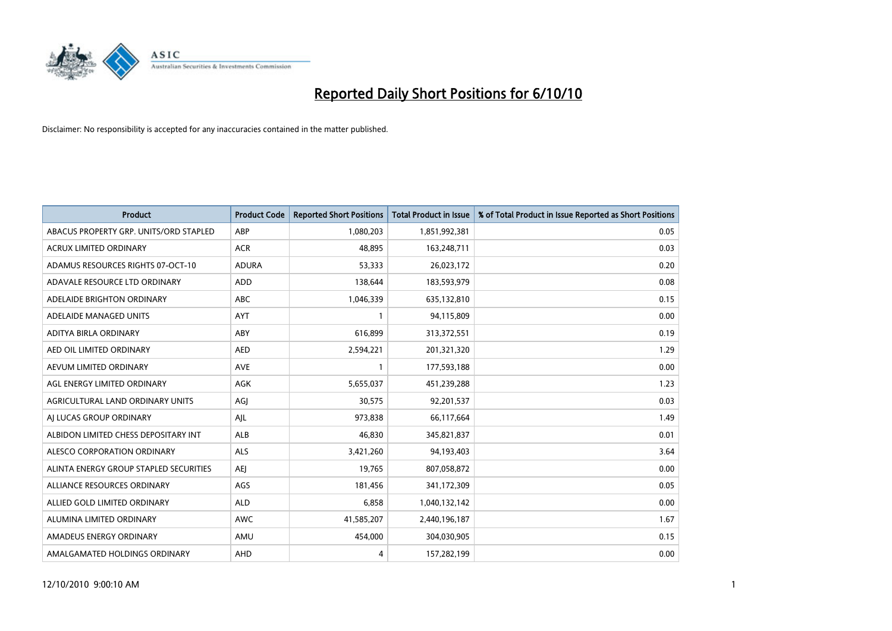# Reported Daily Short Positions for 6/10/10

Disclaimer: No responsibility is accepted for any inaccuracies contained in the matter published.

| Product | Product Code | Reported Short Positions | Total Product in Issue | % of Total Product in Issue Reported as Short Positions |
| --- | --- | --- | --- | --- |
| ABACUS PROPERTY GRP. UNITS/ORD STAPLED | ABP | 1,080,203 | 1,851,992,381 | 0.05 |
| ACRUX LIMITED ORDINARY | ACR | 48,895 | 163,248,711 | 0.03 |
| ADAMUS RESOURCES RIGHTS 07-OCT-10 | ADURA | 53,333 | 26,023,172 | 0.20 |
| ADAVALE RESOURCE LTD ORDINARY | ADD | 138,644 | 183,593,979 | 0.08 |
| ADELAIDE BRIGHTON ORDINARY | ABC | 1,046,339 | 635,132,810 | 0.15 |
| ADELAIDE MANAGED UNITS | AYT | 1 | 94,115,809 | 0.00 |
| ADITYA BIRLA ORDINARY | ABY | 616,899 | 313,372,551 | 0.19 |
| AED OIL LIMITED ORDINARY | AED | 2,594,221 | 201,321,320 | 1.29 |
| AEVUM LIMITED ORDINARY | AVE | 1 | 177,593,188 | 0.00 |
| AGL ENERGY LIMITED ORDINARY | AGK | 5,655,037 | 451,239,288 | 1.23 |
| AGRICULTURAL LAND ORDINARY UNITS | AGJ | 30,575 | 92,201,537 | 0.03 |
| AJ LUCAS GROUP ORDINARY | AJL | 973,838 | 66,117,664 | 1.49 |
| ALBIDON LIMITED CHESS DEPOSITARY INT | ALB | 46,830 | 345,821,837 | 0.01 |
| ALESCO CORPORATION ORDINARY | ALS | 3,421,260 | 94,193,403 | 3.64 |
| ALINTA ENERGY GROUP STAPLED SECURITIES | AEJ | 19,765 | 807,058,872 | 0.00 |
| ALLIANCE RESOURCES ORDINARY | AGS | 181,456 | 341,172,309 | 0.05 |
| ALLIED GOLD LIMITED ORDINARY | ALD | 6,858 | 1,040,132,142 | 0.00 |
| ALUMINA LIMITED ORDINARY | AWC | 41,585,207 | 2,440,196,187 | 1.67 |
| AMADEUS ENERGY ORDINARY | AMU | 454,000 | 304,030,905 | 0.15 |
| AMALGAMATED HOLDINGS ORDINARY | AHD | 4 | 157,282,199 | 0.00 |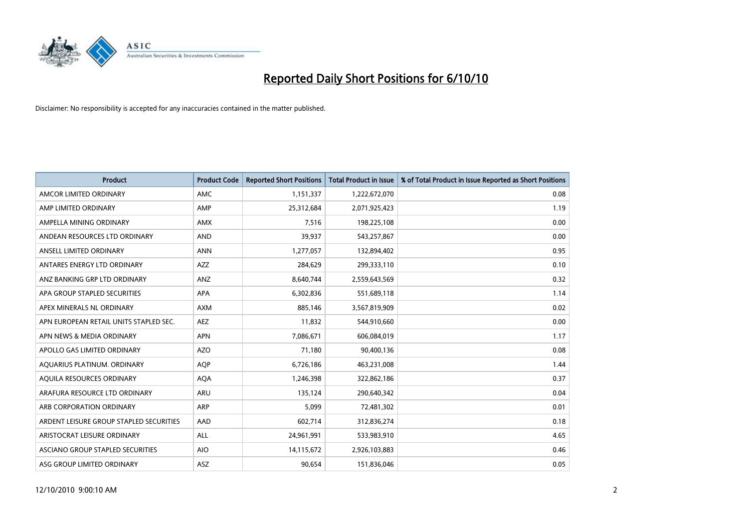# Reported Daily Short Positions for 6/10/10

Disclaimer: No responsibility is accepted for any inaccuracies contained in the matter published.

| Product | Product Code | Reported Short Positions | Total Product in Issue | % of Total Product in Issue Reported as Short Positions |
|---|---|---|---|---|
| AMCOR LIMITED ORDINARY | AMC | 1,151,337 | 1,222,672,070 | 0.08 |
| AMP LIMITED ORDINARY | AMP | 25,312,684 | 2,071,925,423 | 1.19 |
| AMPELLA MINING ORDINARY | AMX | 7,516 | 198,225,108 | 0.00 |
| ANDEAN RESOURCES LTD ORDINARY | AND | 39,937 | 543,257,867 | 0.00 |
| ANSELL LIMITED ORDINARY | ANN | 1,277,057 | 132,894,402 | 0.95 |
| ANTARES ENERGY LTD ORDINARY | AZZ | 284,629 | 299,333,110 | 0.10 |
| ANZ BANKING GRP LTD ORDINARY | ANZ | 8,640,744 | 2,559,643,569 | 0.32 |
| APA GROUP STAPLED SECURITIES | APA | 6,302,836 | 551,689,118 | 1.14 |
| APEX MINERALS NL ORDINARY | AXM | 885,146 | 3,567,819,909 | 0.02 |
| APN EUROPEAN RETAIL UNITS STAPLED SEC. | AEZ | 11,832 | 544,910,660 | 0.00 |
| APN NEWS & MEDIA ORDINARY | APN | 7,086,671 | 606,084,019 | 1.17 |
| APOLLO GAS LIMITED ORDINARY | AZO | 71,180 | 90,400,136 | 0.08 |
| AQUARIUS PLATINUM. ORDINARY | AQP | 6,726,186 | 463,231,008 | 1.44 |
| AQUILA RESOURCES ORDINARY | AQA | 1,246,398 | 322,862,186 | 0.37 |
| ARAFURA RESOURCE LTD ORDINARY | ARU | 135,124 | 290,640,342 | 0.04 |
| ARB CORPORATION ORDINARY | ARP | 5,099 | 72,481,302 | 0.01 |
| ARDENT LEISURE GROUP STAPLED SECURITIES | AAD | 602,714 | 312,836,274 | 0.18 |
| ARISTOCRAT LEISURE ORDINARY | ALL | 24,961,991 | 533,983,910 | 4.65 |
| ASCIANO GROUP STAPLED SECURITIES | AIO | 14,115,672 | 2,926,103,883 | 0.46 |
| ASG GROUP LIMITED ORDINARY | ASZ | 90,654 | 151,836,046 | 0.05 |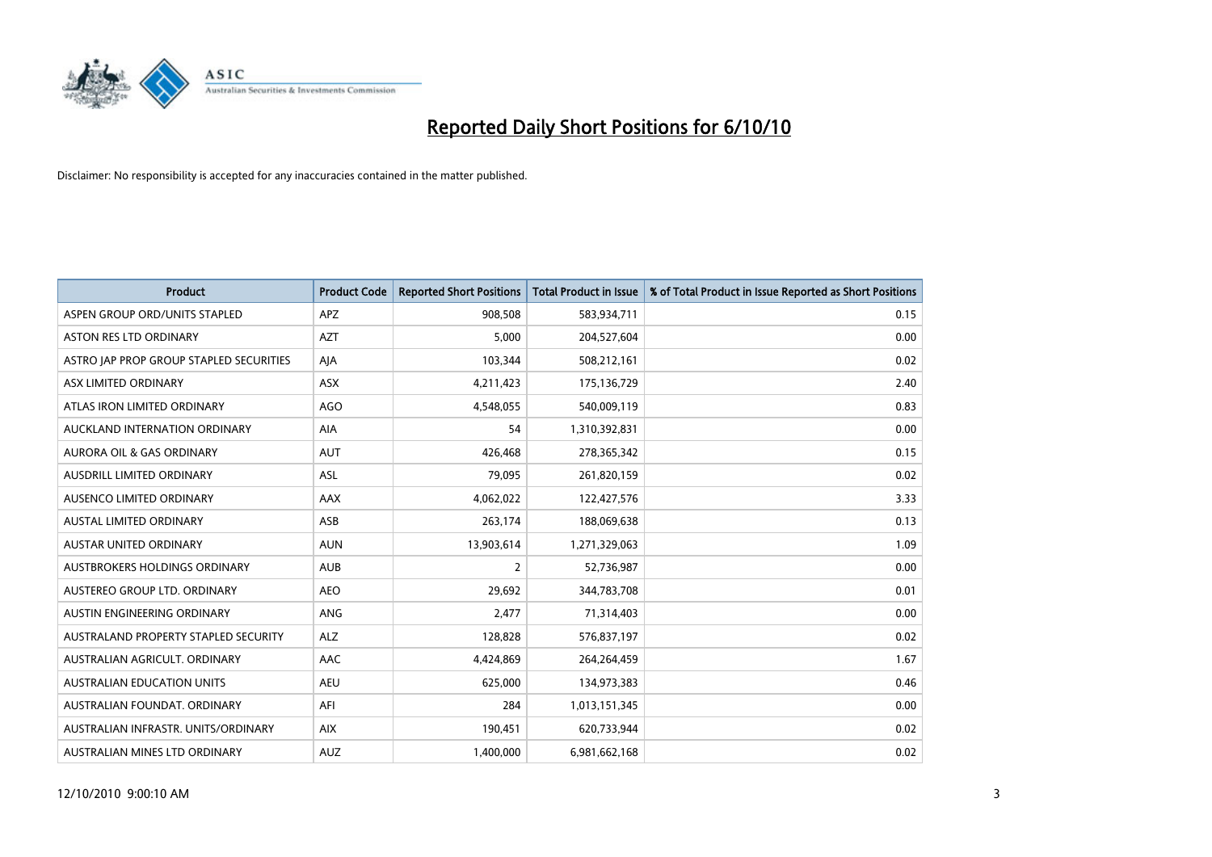# Reported Daily Short Positions for 6/10/10

Disclaimer: No responsibility is accepted for any inaccuracies contained in the matter published.

| Product | Product Code | Reported Short Positions | Total Product in Issue | % of Total Product in Issue Reported as Short Positions |
|---|---|---|---|---|
| ASPEN GROUP ORD/UNITS STAPLED | APZ | 908,508 | 583,934,711 | 0.15 |
| ASTON RES LTD ORDINARY | AZT | 5,000 | 204,527,604 | 0.00 |
| ASTRO JAP PROP GROUP STAPLED SECURITIES | AJA | 103,344 | 508,212,161 | 0.02 |
| ASX LIMITED ORDINARY | ASX | 4,211,423 | 175,136,729 | 2.40 |
| ATLAS IRON LIMITED ORDINARY | AGO | 4,548,055 | 540,009,119 | 0.83 |
| AUCKLAND INTERNATION ORDINARY | AIA | 54 | 1,310,392,831 | 0.00 |
| AURORA OIL & GAS ORDINARY | AUT | 426,468 | 278,365,342 | 0.15 |
| AUSDRILL LIMITED ORDINARY | ASL | 79,095 | 261,820,159 | 0.02 |
| AUSENCO LIMITED ORDINARY | AAX | 4,062,022 | 122,427,576 | 3.33 |
| AUSTAL LIMITED ORDINARY | ASB | 263,174 | 188,069,638 | 0.13 |
| AUSTAR UNITED ORDINARY | AUN | 13,903,614 | 1,271,329,063 | 1.09 |
| AUSTBROKERS HOLDINGS ORDINARY | AUB | 2 | 52,736,987 | 0.00 |
| AUSTEREO GROUP LTD. ORDINARY | AEO | 29,692 | 344,783,708 | 0.01 |
| AUSTIN ENGINEERING ORDINARY | ANG | 2,477 | 71,314,403 | 0.00 |
| AUSTRALAND PROPERTY STAPLED SECURITY | ALZ | 128,828 | 576,837,197 | 0.02 |
| AUSTRALIAN AGRICULT. ORDINARY | AAC | 4,424,869 | 264,264,459 | 1.67 |
| AUSTRALIAN EDUCATION UNITS | AEU | 625,000 | 134,973,383 | 0.46 |
| AUSTRALIAN FOUNDAT. ORDINARY | AFI | 284 | 1,013,151,345 | 0.00 |
| AUSTRALIAN INFRASTR. UNITS/ORDINARY | AIX | 190,451 | 620,733,944 | 0.02 |
| AUSTRALIAN MINES LTD ORDINARY | AUZ | 1,400,000 | 6,981,662,168 | 0.02 |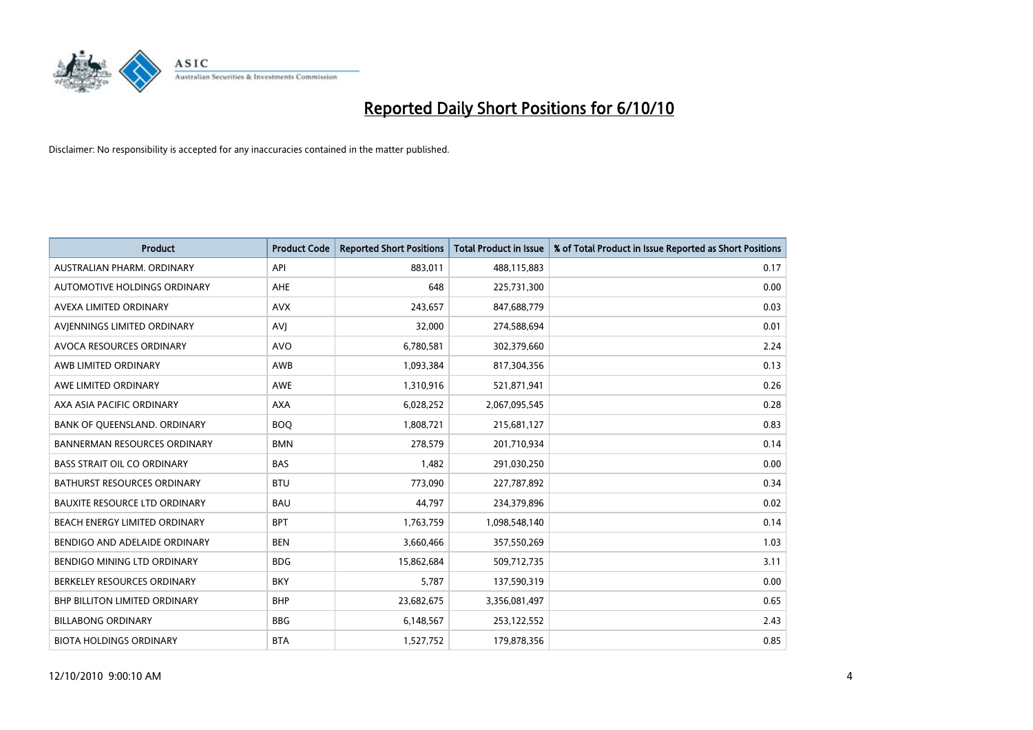# Reported Daily Short Positions for 6/10/10

Disclaimer: No responsibility is accepted for any inaccuracies contained in the matter published.

| Product | Product Code | Reported Short Positions | Total Product in Issue | % of Total Product in Issue Reported as Short Positions |
|---|---|---|---|---|
| AUSTRALIAN PHARM. ORDINARY | API | 883,011 | 488,115,883 | 0.17 |
| AUTOMOTIVE HOLDINGS ORDINARY | AHE | 648 | 225,731,300 | 0.00 |
| AVEXA LIMITED ORDINARY | AVX | 243,657 | 847,688,779 | 0.03 |
| AVJENNINGS LIMITED ORDINARY | AVJ | 32,000 | 274,588,694 | 0.01 |
| AVOCA RESOURCES ORDINARY | AVO | 6,780,581 | 302,379,660 | 2.24 |
| AWB LIMITED ORDINARY | AWB | 1,093,384 | 817,304,356 | 0.13 |
| AWE LIMITED ORDINARY | AWE | 1,310,916 | 521,871,941 | 0.26 |
| AXA ASIA PACIFIC ORDINARY | AXA | 6,028,252 | 2,067,095,545 | 0.28 |
| BANK OF QUEENSLAND. ORDINARY | BOQ | 1,808,721 | 215,681,127 | 0.83 |
| BANNERMAN RESOURCES ORDINARY | BMN | 278,579 | 201,710,934 | 0.14 |
| BASS STRAIT OIL CO ORDINARY | BAS | 1,482 | 291,030,250 | 0.00 |
| BATHURST RESOURCES ORDINARY | BTU | 773,090 | 227,787,892 | 0.34 |
| BAUXITE RESOURCE LTD ORDINARY | BAU | 44,797 | 234,379,896 | 0.02 |
| BEACH ENERGY LIMITED ORDINARY | BPT | 1,763,759 | 1,098,548,140 | 0.14 |
| BENDIGO AND ADELAIDE ORDINARY | BEN | 3,660,466 | 357,550,269 | 1.03 |
| BENDIGO MINING LTD ORDINARY | BDG | 15,862,684 | 509,712,735 | 3.11 |
| BERKELEY RESOURCES ORDINARY | BKY | 5,787 | 137,590,319 | 0.00 |
| BHP BILLITON LIMITED ORDINARY | BHP | 23,682,675 | 3,356,081,497 | 0.65 |
| BILLABONG ORDINARY | BBG | 6,148,567 | 253,122,552 | 2.43 |
| BIOTA HOLDINGS ORDINARY | BTA | 1,527,752 | 179,878,356 | 0.85 |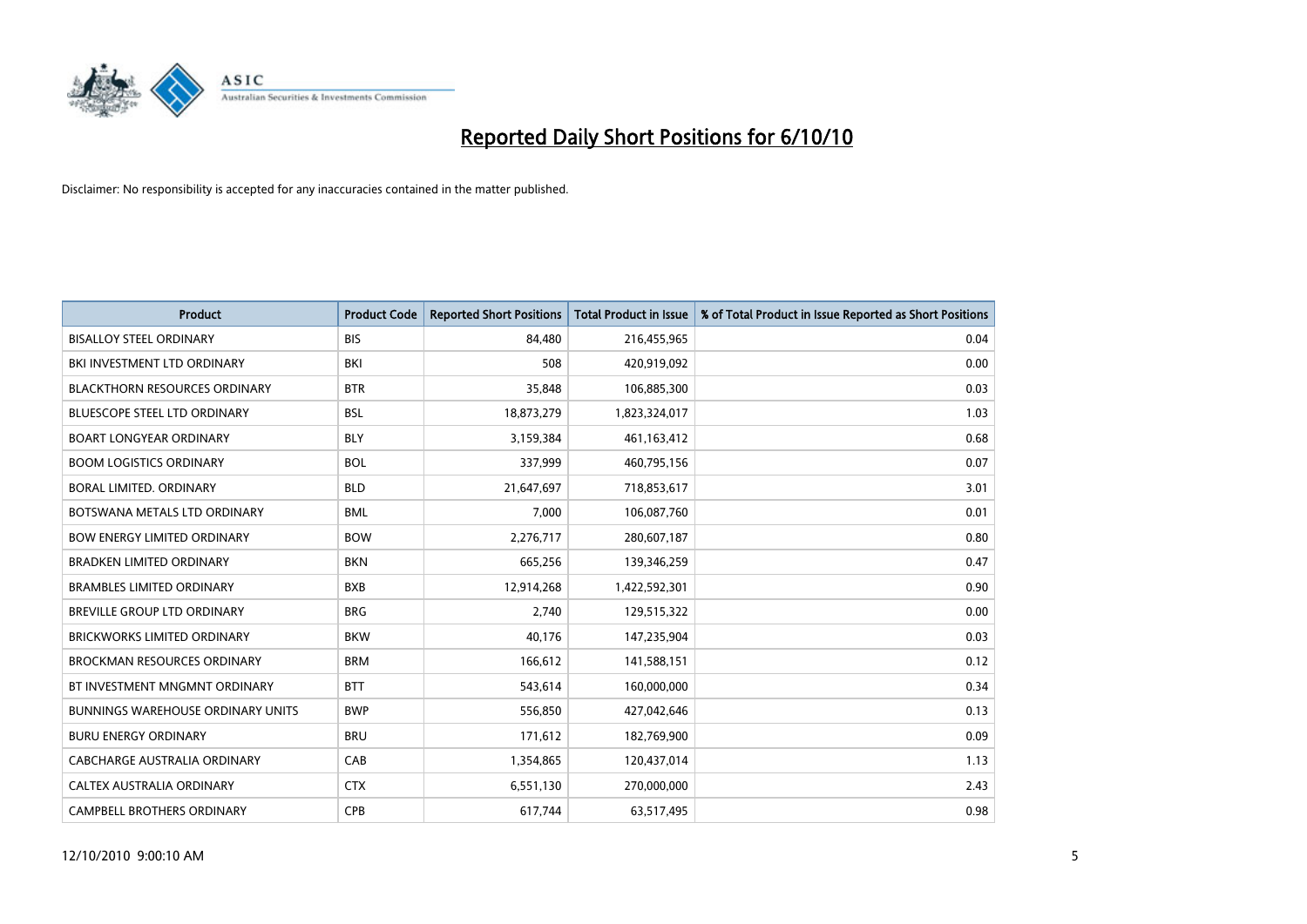# Reported Daily Short Positions for 6/10/10

Disclaimer: No responsibility is accepted for any inaccuracies contained in the matter published.

| Product | Product Code | Reported Short Positions | Total Product in Issue | % of Total Product in Issue Reported as Short Positions |
|---|---|---|---|---|
| BISALLOY STEEL ORDINARY | BIS | 84,480 | 216,455,965 | 0.04 |
| BKI INVESTMENT LTD ORDINARY | BKI | 508 | 420,919,092 | 0.00 |
| BLACKTHORN RESOURCES ORDINARY | BTR | 35,848 | 106,885,300 | 0.03 |
| BLUESCOPE STEEL LTD ORDINARY | BSL | 18,873,279 | 1,823,324,017 | 1.03 |
| BOART LONGYEAR ORDINARY | BLY | 3,159,384 | 461,163,412 | 0.68 |
| BOOM LOGISTICS ORDINARY | BOL | 337,999 | 460,795,156 | 0.07 |
| BORAL LIMITED. ORDINARY | BLD | 21,647,697 | 718,853,617 | 3.01 |
| BOTSWANA METALS LTD ORDINARY | BML | 7,000 | 106,087,760 | 0.01 |
| BOW ENERGY LIMITED ORDINARY | BOW | 2,276,717 | 280,607,187 | 0.80 |
| BRADKEN LIMITED ORDINARY | BKN | 665,256 | 139,346,259 | 0.47 |
| BRAMBLES LIMITED ORDINARY | BXB | 12,914,268 | 1,422,592,301 | 0.90 |
| BREVILLE GROUP LTD ORDINARY | BRG | 2,740 | 129,515,322 | 0.00 |
| BRICKWORKS LIMITED ORDINARY | BKW | 40,176 | 147,235,904 | 0.03 |
| BROCKMAN RESOURCES ORDINARY | BRM | 166,612 | 141,588,151 | 0.12 |
| BT INVESTMENT MNGMNT ORDINARY | BTT | 543,614 | 160,000,000 | 0.34 |
| BUNNINGS WAREHOUSE ORDINARY UNITS | BWP | 556,850 | 427,042,646 | 0.13 |
| BURU ENERGY ORDINARY | BRU | 171,612 | 182,769,900 | 0.09 |
| CABCHARGE AUSTRALIA ORDINARY | CAB | 1,354,865 | 120,437,014 | 1.13 |
| CALTEX AUSTRALIA ORDINARY | CTX | 6,551,130 | 270,000,000 | 2.43 |
| CAMPBELL BROTHERS ORDINARY | CPB | 617,744 | 63,517,495 | 0.98 |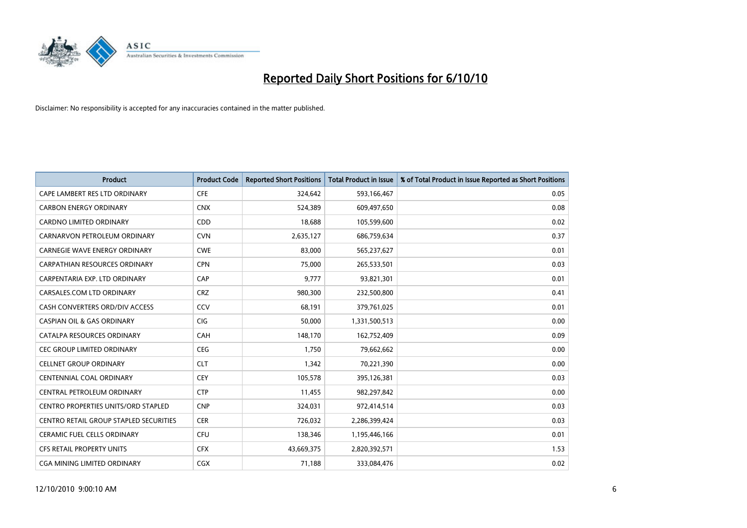# Reported Daily Short Positions for 6/10/10

Disclaimer: No responsibility is accepted for any inaccuracies contained in the matter published.

| Product | Product Code | Reported Short Positions | Total Product in Issue | % of Total Product in Issue Reported as Short Positions |
|---|---|---|---|---|
| CAPE LAMBERT RES LTD ORDINARY | CFE | 324,642 | 593,166,467 | 0.05 |
| CARBON ENERGY ORDINARY | CNX | 524,389 | 609,497,650 | 0.08 |
| CARDNO LIMITED ORDINARY | CDD | 18,688 | 105,599,600 | 0.02 |
| CARNARVON PETROLEUM ORDINARY | CVN | 2,635,127 | 686,759,634 | 0.37 |
| CARNEGIE WAVE ENERGY ORDINARY | CWE | 83,000 | 565,237,627 | 0.01 |
| CARPATHIAN RESOURCES ORDINARY | CPN | 75,000 | 265,533,501 | 0.03 |
| CARPENTARIA EXP. LTD ORDINARY | CAP | 9,777 | 93,821,301 | 0.01 |
| CARSALES.COM LTD ORDINARY | CRZ | 980,300 | 232,500,800 | 0.41 |
| CASH CONVERTERS ORD/DIV ACCESS | CCV | 68,191 | 379,761,025 | 0.01 |
| CASPIAN OIL & GAS ORDINARY | CIG | 50,000 | 1,331,500,513 | 0.00 |
| CATALPA RESOURCES ORDINARY | CAH | 148,170 | 162,752,409 | 0.09 |
| CEC GROUP LIMITED ORDINARY | CEG | 1,750 | 79,662,662 | 0.00 |
| CELLNET GROUP ORDINARY | CLT | 1,342 | 70,221,390 | 0.00 |
| CENTENNIAL COAL ORDINARY | CEY | 105,578 | 395,126,381 | 0.03 |
| CENTRAL PETROLEUM ORDINARY | CTP | 11,455 | 982,297,842 | 0.00 |
| CENTRO PROPERTIES UNITS/ORD STAPLED | CNP | 324,031 | 972,414,514 | 0.03 |
| CENTRO RETAIL GROUP STAPLED SECURITIES | CER | 726,032 | 2,286,399,424 | 0.03 |
| CERAMIC FUEL CELLS ORDINARY | CFU | 138,346 | 1,195,446,166 | 0.01 |
| CFS RETAIL PROPERTY UNITS | CFX | 43,669,375 | 2,820,392,571 | 1.53 |
| CGA MINING LIMITED ORDINARY | CGX | 71,188 | 333,084,476 | 0.02 |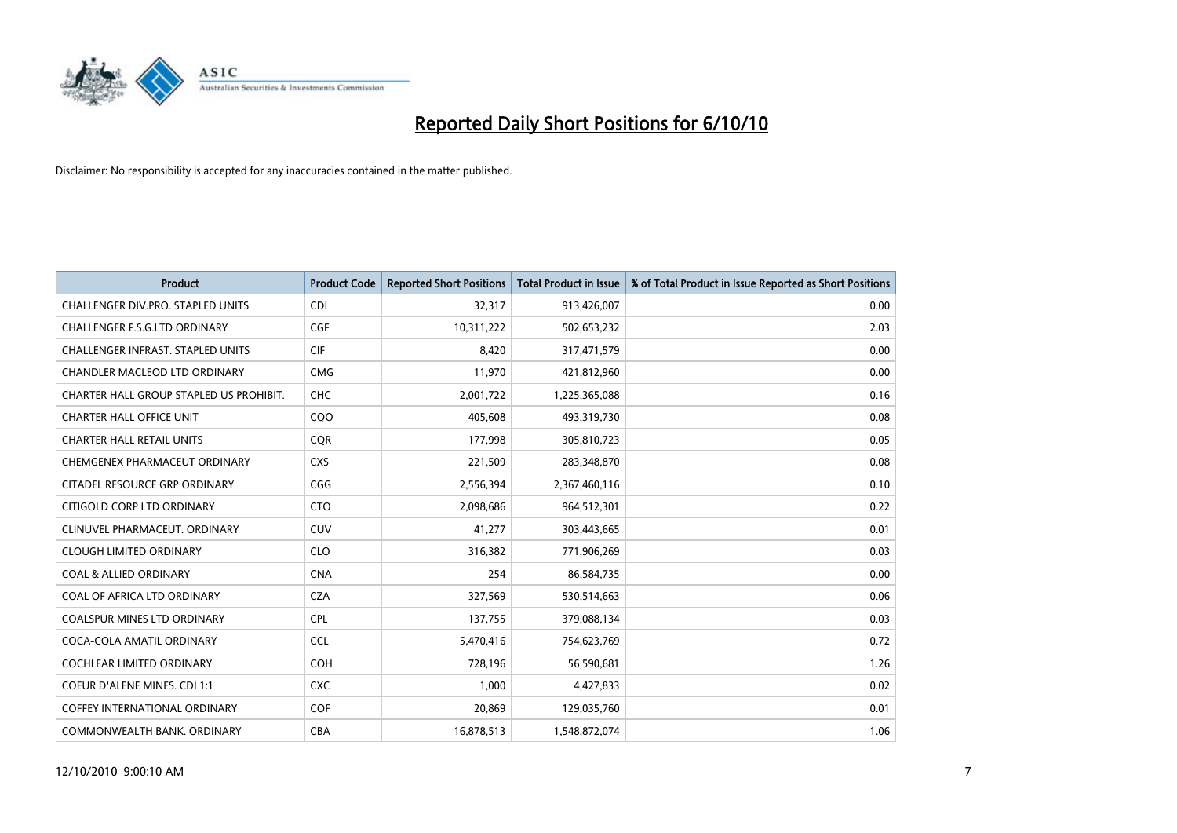# Reported Daily Short Positions for 6/10/10

Disclaimer: No responsibility is accepted for any inaccuracies contained in the matter published.

| Product | Product Code | Reported Short Positions | Total Product in Issue | % of Total Product in Issue Reported as Short Positions |
|---|---|---|---|---|
| CHALLENGER DIV.PRO. STAPLED UNITS | CDI | 32,317 | 913,426,007 | 0.00 |
| CHALLENGER F.S.G.LTD ORDINARY | CGF | 10,311,222 | 502,653,232 | 2.03 |
| CHALLENGER INFRAST. STAPLED UNITS | CIF | 8,420 | 317,471,579 | 0.00 |
| CHANDLER MACLEOD LTD ORDINARY | CMG | 11,970 | 421,812,960 | 0.00 |
| CHARTER HALL GROUP STAPLED US PROHIBIT. | CHC | 2,001,722 | 1,225,365,088 | 0.16 |
| CHARTER HALL OFFICE UNIT | CQO | 405,608 | 493,319,730 | 0.08 |
| CHARTER HALL RETAIL UNITS | CQR | 177,998 | 305,810,723 | 0.05 |
| CHEMGENEX PHARMACEUT ORDINARY | CXS | 221,509 | 283,348,870 | 0.08 |
| CITADEL RESOURCE GRP ORDINARY | CGG | 2,556,394 | 2,367,460,116 | 0.10 |
| CITIGOLD CORP LTD ORDINARY | CTO | 2,098,686 | 964,512,301 | 0.22 |
| CLINUVEL PHARMACEUT. ORDINARY | CUV | 41,277 | 303,443,665 | 0.01 |
| CLOUGH LIMITED ORDINARY | CLO | 316,382 | 771,906,269 | 0.03 |
| COAL & ALLIED ORDINARY | CNA | 254 | 86,584,735 | 0.00 |
| COAL OF AFRICA LTD ORDINARY | CZA | 327,569 | 530,514,663 | 0.06 |
| COALSPUR MINES LTD ORDINARY | CPL | 137,755 | 379,088,134 | 0.03 |
| COCA-COLA AMATIL ORDINARY | CCL | 5,470,416 | 754,623,769 | 0.72 |
| COCHLEAR LIMITED ORDINARY | COH | 728,196 | 56,590,681 | 1.26 |
| COEUR D'ALENE MINES. CDI 1:1 | CXC | 1,000 | 4,427,833 | 0.02 |
| COFFEY INTERNATIONAL ORDINARY | COF | 20,869 | 129,035,760 | 0.01 |
| COMMONWEALTH BANK. ORDINARY | CBA | 16,878,513 | 1,548,872,074 | 1.06 |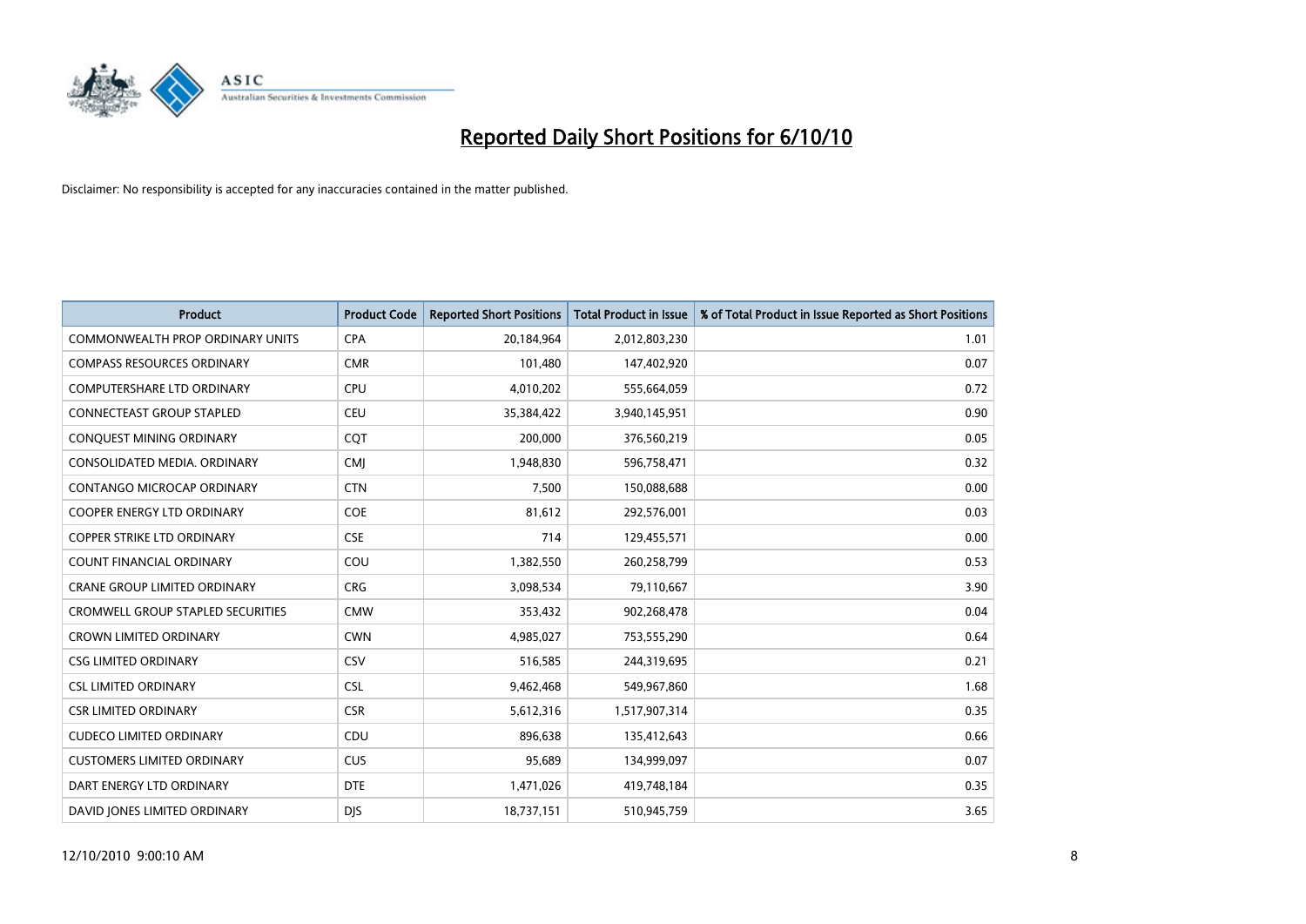# Reported Daily Short Positions for 6/10/10

Disclaimer: No responsibility is accepted for any inaccuracies contained in the matter published.

| Product | Product Code | Reported Short Positions | Total Product in Issue | % of Total Product in Issue Reported as Short Positions |
|---|---|---|---|---|
| COMMONWEALTH PROP ORDINARY UNITS | CPA | 20,184,964 | 2,012,803,230 | 1.01 |
| COMPASS RESOURCES ORDINARY | CMR | 101,480 | 147,402,920 | 0.07 |
| COMPUTERSHARE LTD ORDINARY | CPU | 4,010,202 | 555,664,059 | 0.72 |
| CONNECTEAST GROUP STAPLED | CEU | 35,384,422 | 3,940,145,951 | 0.90 |
| CONQUEST MINING ORDINARY | CQT | 200,000 | 376,560,219 | 0.05 |
| CONSOLIDATED MEDIA. ORDINARY | CMJ | 1,948,830 | 596,758,471 | 0.32 |
| CONTANGO MICROCAP ORDINARY | CTN | 7,500 | 150,088,688 | 0.00 |
| COOPER ENERGY LTD ORDINARY | COE | 81,612 | 292,576,001 | 0.03 |
| COPPER STRIKE LTD ORDINARY | CSE | 714 | 129,455,571 | 0.00 |
| COUNT FINANCIAL ORDINARY | COU | 1,382,550 | 260,258,799 | 0.53 |
| CRANE GROUP LIMITED ORDINARY | CRG | 3,098,534 | 79,110,667 | 3.90 |
| CROMWELL GROUP STAPLED SECURITIES | CMW | 353,432 | 902,268,478 | 0.04 |
| CROWN LIMITED ORDINARY | CWN | 4,985,027 | 753,555,290 | 0.64 |
| CSG LIMITED ORDINARY | CSV | 516,585 | 244,319,695 | 0.21 |
| CSL LIMITED ORDINARY | CSL | 9,462,468 | 549,967,860 | 1.68 |
| CSR LIMITED ORDINARY | CSR | 5,612,316 | 1,517,907,314 | 0.35 |
| CUDECO LIMITED ORDINARY | CDU | 896,638 | 135,412,643 | 0.66 |
| CUSTOMERS LIMITED ORDINARY | CUS | 95,689 | 134,999,097 | 0.07 |
| DART ENERGY LTD ORDINARY | DTE | 1,471,026 | 419,748,184 | 0.35 |
| DAVID JONES LIMITED ORDINARY | DJS | 18,737,151 | 510,945,759 | 3.65 |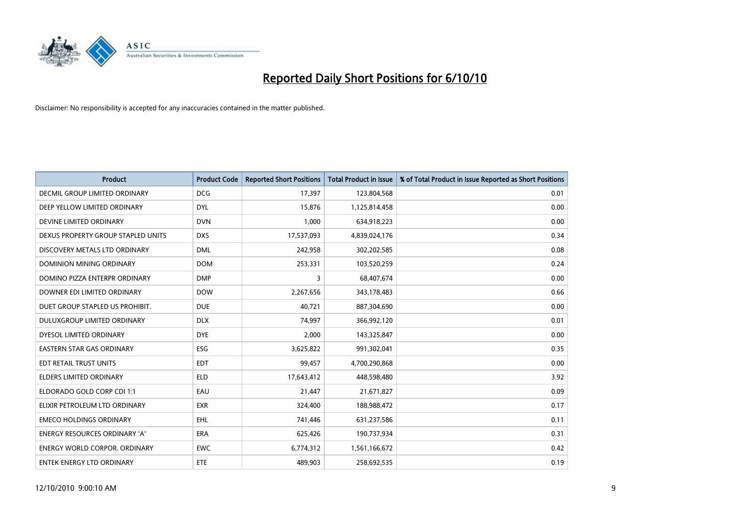# Reported Daily Short Positions for 6/10/10

Disclaimer: No responsibility is accepted for any inaccuracies contained in the matter published.

| Product | Product Code | Reported Short Positions | Total Product in Issue | % of Total Product in Issue Reported as Short Positions |
|---|---|---|---|---|
| DECMIL GROUP LIMITED ORDINARY | DCG | 17,397 | 123,804,568 | 0.01 |
| DEEP YELLOW LIMITED ORDINARY | DYL | 15,876 | 1,125,814,458 | 0.00 |
| DEVINE LIMITED ORDINARY | DVN | 1,000 | 634,918,223 | 0.00 |
| DEXUS PROPERTY GROUP STAPLED UNITS | DXS | 17,537,093 | 4,839,024,176 | 0.34 |
| DISCOVERY METALS LTD ORDINARY | DML | 242,958 | 302,202,585 | 0.08 |
| DOMINION MINING ORDINARY | DOM | 253,331 | 103,520,259 | 0.24 |
| DOMINO PIZZA ENTERPR ORDINARY | DMP | 3 | 68,407,674 | 0.00 |
| DOWNER EDI LIMITED ORDINARY | DOW | 2,267,656 | 343,178,483 | 0.66 |
| DUET GROUP STAPLED US PROHIBIT. | DUE | 40,721 | 887,304,690 | 0.00 |
| DULUXGROUP LIMITED ORDINARY | DLX | 74,997 | 366,992,120 | 0.01 |
| DYESOL LIMITED ORDINARY | DYE | 2,000 | 143,325,847 | 0.00 |
| EASTERN STAR GAS ORDINARY | ESG | 3,625,822 | 991,302,041 | 0.35 |
| EDT RETAIL TRUST UNITS | EDT | 99,457 | 4,700,290,868 | 0.00 |
| ELDERS LIMITED ORDINARY | ELD | 17,643,412 | 448,598,480 | 3.92 |
| ELDORADO GOLD CORP CDI 1:1 | EAU | 21,447 | 21,671,827 | 0.09 |
| ELIXIR PETROLEUM LTD ORDINARY | EXR | 324,400 | 188,988,472 | 0.17 |
| EMECO HOLDINGS ORDINARY | EHL | 741,446 | 631,237,586 | 0.11 |
| ENERGY RESOURCES ORDINARY 'A' | ERA | 625,426 | 190,737,934 | 0.31 |
| ENERGY WORLD CORPOR. ORDINARY | EWC | 6,774,312 | 1,561,166,672 | 0.42 |
| ENTEK ENERGY LTD ORDINARY | ETE | 489,903 | 258,692,535 | 0.19 |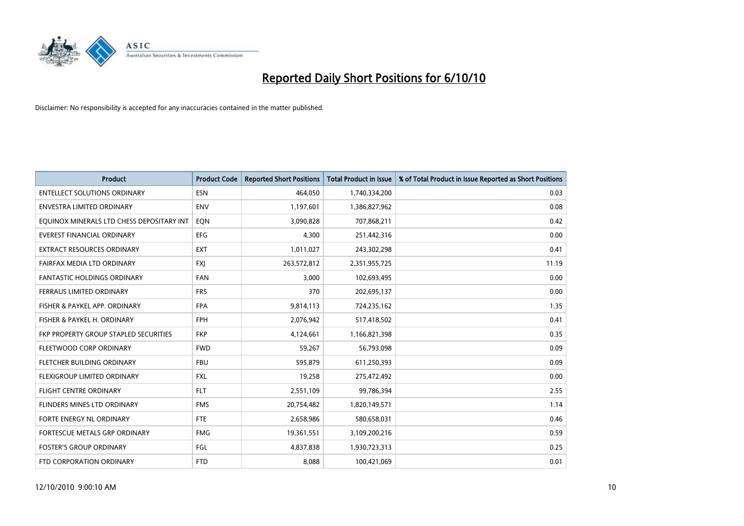# Reported Daily Short Positions for 6/10/10

Disclaimer: No responsibility is accepted for any inaccuracies contained in the matter published.

| Product | Product Code | Reported Short Positions | Total Product in Issue | % of Total Product in Issue Reported as Short Positions |
|---|---|---|---|---|
| ENTELLECT SOLUTIONS ORDINARY | ESN | 464,050 | 1,740,334,200 | 0.03 |
| ENVESTRA LIMITED ORDINARY | ENV | 1,197,601 | 1,386,827,962 | 0.08 |
| EQUINOX MINERALS LTD CHESS DEPOSITARY INT | EQN | 3,090,828 | 707,868,211 | 0.42 |
| EVEREST FINANCIAL ORDINARY | EFG | 4,300 | 251,442,316 | 0.00 |
| EXTRACT RESOURCES ORDINARY | EXT | 1,011,027 | 243,302,298 | 0.41 |
| FAIRFAX MEDIA LTD ORDINARY | FXJ | 263,572,812 | 2,351,955,725 | 11.19 |
| FANTASTIC HOLDINGS ORDINARY | FAN | 3,000 | 102,693,495 | 0.00 |
| FERRAUS LIMITED ORDINARY | FRS | 370 | 202,695,137 | 0.00 |
| FISHER & PAYKEL APP. ORDINARY | FPA | 9,814,113 | 724,235,162 | 1.35 |
| FISHER & PAYKEL H. ORDINARY | FPH | 2,076,942 | 517,418,502 | 0.41 |
| FKP PROPERTY GROUP STAPLED SECURITIES | FKP | 4,124,661 | 1,166,821,398 | 0.35 |
| FLEETWOOD CORP ORDINARY | FWD | 59,267 | 56,793,098 | 0.09 |
| FLETCHER BUILDING ORDINARY | FBU | 595,879 | 611,250,393 | 0.09 |
| FLEXIGROUP LIMITED ORDINARY | FXL | 19,258 | 275,472,492 | 0.00 |
| FLIGHT CENTRE ORDINARY | FLT | 2,551,109 | 99,786,394 | 2.55 |
| FLINDERS MINES LTD ORDINARY | FMS | 20,754,482 | 1,820,149,571 | 1.14 |
| FORTE ENERGY NL ORDINARY | FTE | 2,658,986 | 580,658,031 | 0.46 |
| FORTESCUE METALS GRP ORDINARY | FMG | 19,361,551 | 3,109,200,216 | 0.59 |
| FOSTER'S GROUP ORDINARY | FGL | 4,837,838 | 1,930,723,313 | 0.25 |
| FTD CORPORATION ORDINARY | FTD | 8,088 | 100,421,069 | 0.01 |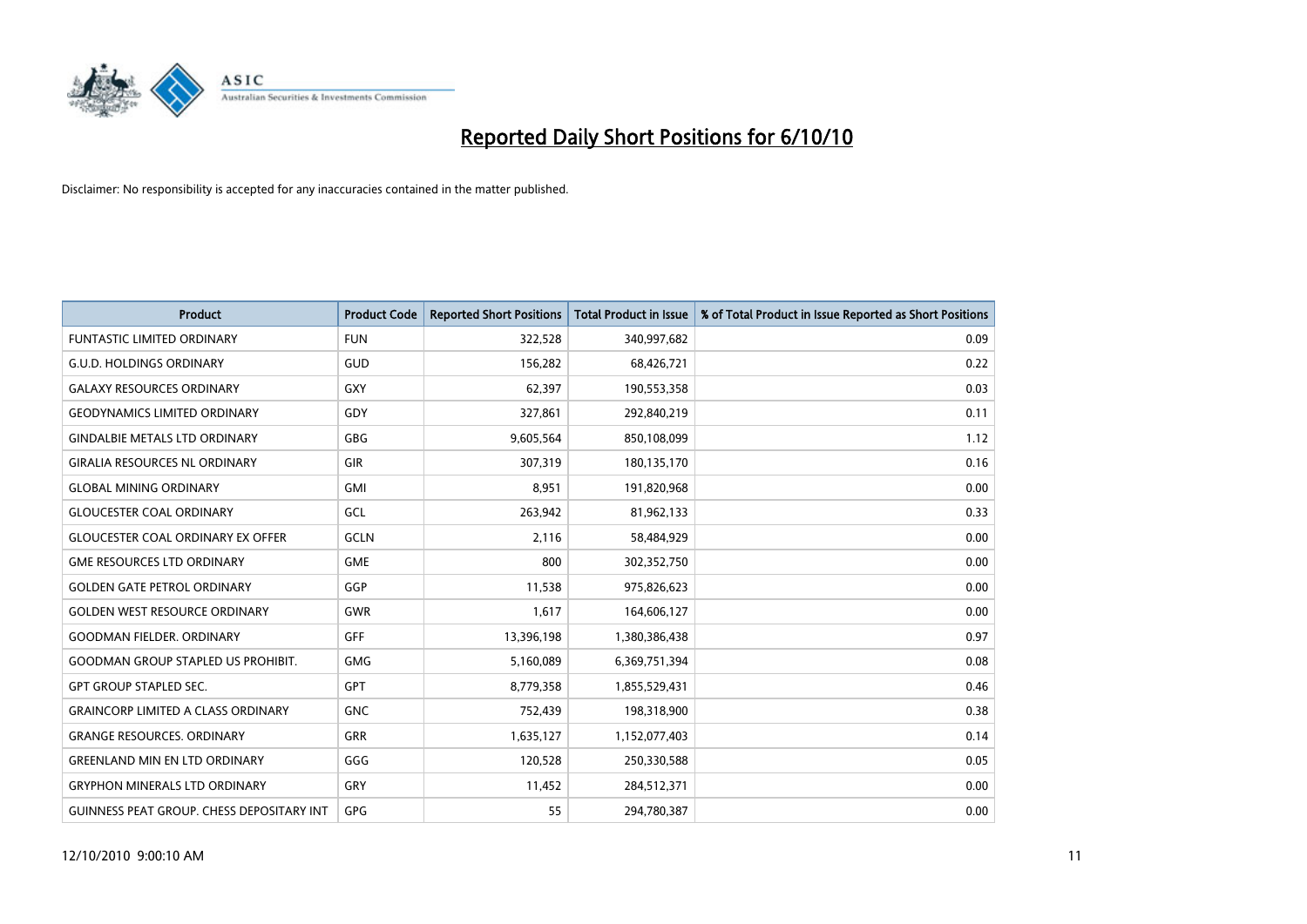# Reported Daily Short Positions for 6/10/10

Disclaimer: No responsibility is accepted for any inaccuracies contained in the matter published.

| Product | Product Code | Reported Short Positions | Total Product in Issue | % of Total Product in Issue Reported as Short Positions |
|---|---|---|---|---|
| FUNTASTIC LIMITED ORDINARY | FUN | 322,528 | 340,997,682 | 0.09 |
| G.U.D. HOLDINGS ORDINARY | GUD | 156,282 | 68,426,721 | 0.22 |
| GALAXY RESOURCES ORDINARY | GXY | 62,397 | 190,553,358 | 0.03 |
| GEODYNAMICS LIMITED ORDINARY | GDY | 327,861 | 292,840,219 | 0.11 |
| GINDALBIE METALS LTD ORDINARY | GBG | 9,605,564 | 850,108,099 | 1.12 |
| GIRALIA RESOURCES NL ORDINARY | GIR | 307,319 | 180,135,170 | 0.16 |
| GLOBAL MINING ORDINARY | GMI | 8,951 | 191,820,968 | 0.00 |
| GLOUCESTER COAL ORDINARY | GCL | 263,942 | 81,962,133 | 0.33 |
| GLOUCESTER COAL ORDINARY EX OFFER | GCLN | 2,116 | 58,484,929 | 0.00 |
| GME RESOURCES LTD ORDINARY | GME | 800 | 302,352,750 | 0.00 |
| GOLDEN GATE PETROL ORDINARY | GGP | 11,538 | 975,826,623 | 0.00 |
| GOLDEN WEST RESOURCE ORDINARY | GWR | 1,617 | 164,606,127 | 0.00 |
| GOODMAN FIELDER. ORDINARY | GFF | 13,396,198 | 1,380,386,438 | 0.97 |
| GOODMAN GROUP STAPLED US PROHIBIT. | GMG | 5,160,089 | 6,369,751,394 | 0.08 |
| GPT GROUP STAPLED SEC. | GPT | 8,779,358 | 1,855,529,431 | 0.46 |
| GRAINCORP LIMITED A CLASS ORDINARY | GNC | 752,439 | 198,318,900 | 0.38 |
| GRANGE RESOURCES. ORDINARY | GRR | 1,635,127 | 1,152,077,403 | 0.14 |
| GREENLAND MIN EN LTD ORDINARY | GGG | 120,528 | 250,330,588 | 0.05 |
| GRYPHON MINERALS LTD ORDINARY | GRY | 11,452 | 284,512,371 | 0.00 |
| GUINNESS PEAT GROUP. CHESS DEPOSITARY INT | GPG | 55 | 294,780,387 | 0.00 |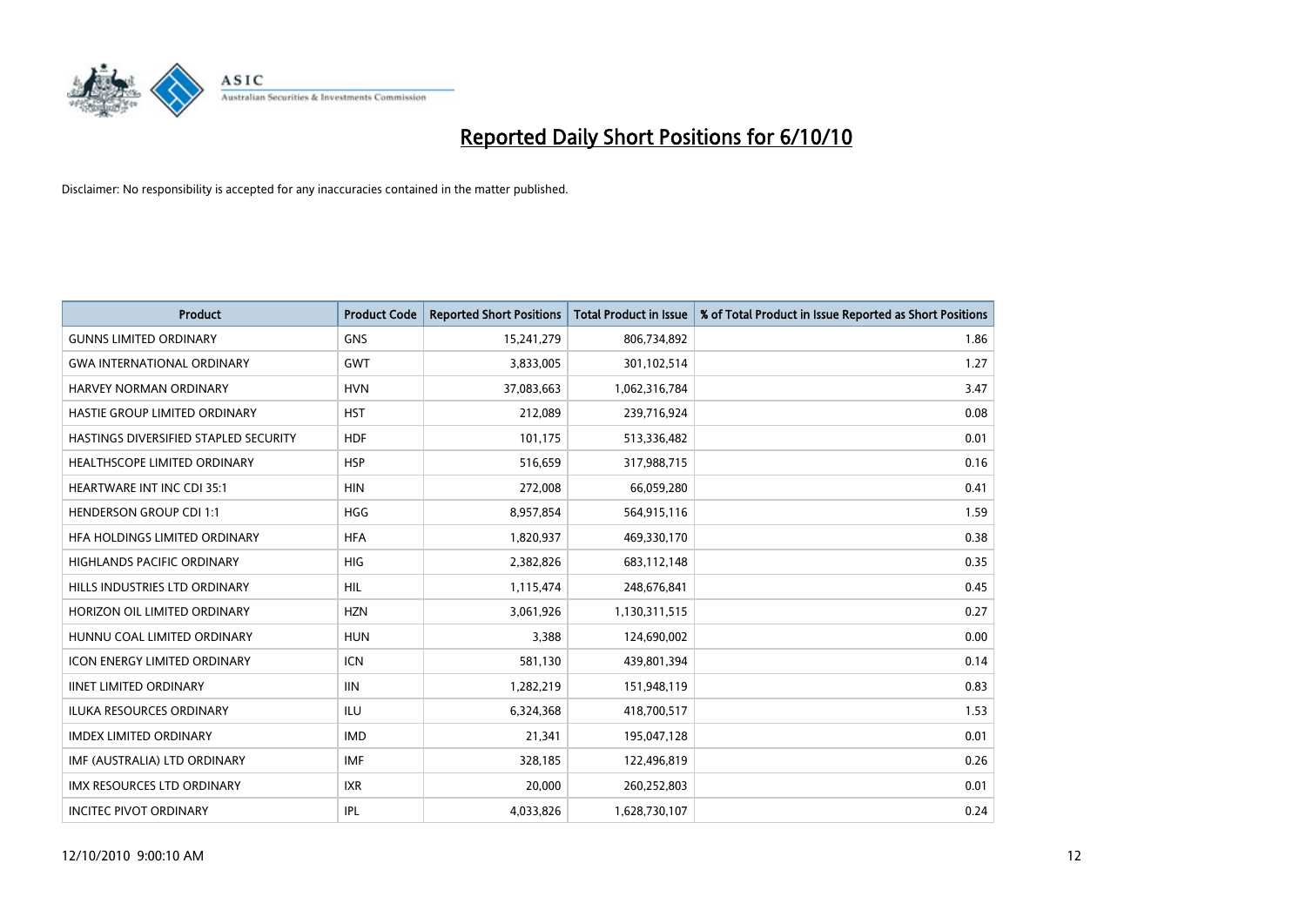# Reported Daily Short Positions for 6/10/10

Disclaimer: No responsibility is accepted for any inaccuracies contained in the matter published.

| Product | Product Code | Reported Short Positions | Total Product in Issue | % of Total Product in Issue Reported as Short Positions |
|---|---|---|---|---|
| GUNNS LIMITED ORDINARY | GNS | 15,241,279 | 806,734,892 | 1.86 |
| GWA INTERNATIONAL ORDINARY | GWT | 3,833,005 | 301,102,514 | 1.27 |
| HARVEY NORMAN ORDINARY | HVN | 37,083,663 | 1,062,316,784 | 3.47 |
| HASTIE GROUP LIMITED ORDINARY | HST | 212,089 | 239,716,924 | 0.08 |
| HASTINGS DIVERSIFIED STAPLED SECURITY | HDF | 101,175 | 513,336,482 | 0.01 |
| HEALTHSCOPE LIMITED ORDINARY | HSP | 516,659 | 317,988,715 | 0.16 |
| HEARTWARE INT INC CDI 35:1 | HIN | 272,008 | 66,059,280 | 0.41 |
| HENDERSON GROUP CDI 1:1 | HGG | 8,957,854 | 564,915,116 | 1.59 |
| HFA HOLDINGS LIMITED ORDINARY | HFA | 1,820,937 | 469,330,170 | 0.38 |
| HIGHLANDS PACIFIC ORDINARY | HIG | 2,382,826 | 683,112,148 | 0.35 |
| HILLS INDUSTRIES LTD ORDINARY | HIL | 1,115,474 | 248,676,841 | 0.45 |
| HORIZON OIL LIMITED ORDINARY | HZN | 3,061,926 | 1,130,311,515 | 0.27 |
| HUNNU COAL LIMITED ORDINARY | HUN | 3,388 | 124,690,002 | 0.00 |
| ICON ENERGY LIMITED ORDINARY | ICN | 581,130 | 439,801,394 | 0.14 |
| IINET LIMITED ORDINARY | IIN | 1,282,219 | 151,948,119 | 0.83 |
| ILUKA RESOURCES ORDINARY | ILU | 6,324,368 | 418,700,517 | 1.53 |
| IMDEX LIMITED ORDINARY | IMD | 21,341 | 195,047,128 | 0.01 |
| IMF (AUSTRALIA) LTD ORDINARY | IMF | 328,185 | 122,496,819 | 0.26 |
| IMX RESOURCES LTD ORDINARY | IXR | 20,000 | 260,252,803 | 0.01 |
| INCITEC PIVOT ORDINARY | IPL | 4,033,826 | 1,628,730,107 | 0.24 |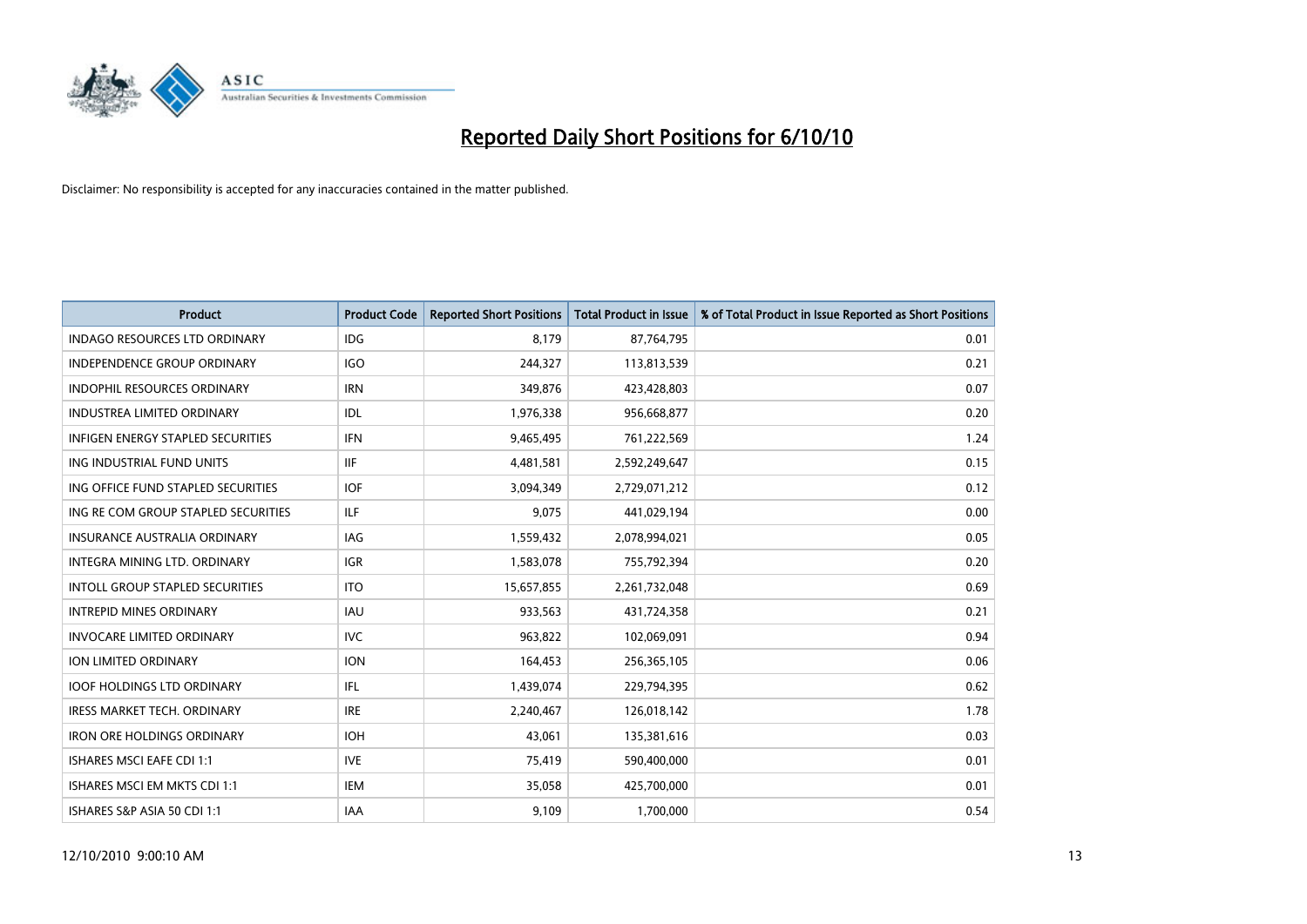# Reported Daily Short Positions for 6/10/10

Disclaimer: No responsibility is accepted for any inaccuracies contained in the matter published.

| Product | Product Code | Reported Short Positions | Total Product in Issue | % of Total Product in Issue Reported as Short Positions |
|---|---|---|---|---|
| INDAGO RESOURCES LTD ORDINARY | IDG | 8,179 | 87,764,795 | 0.01 |
| INDEPENDENCE GROUP ORDINARY | IGO | 244,327 | 113,813,539 | 0.21 |
| INDOPHIL RESOURCES ORDINARY | IRN | 349,876 | 423,428,803 | 0.07 |
| INDUSTREA LIMITED ORDINARY | IDL | 1,976,338 | 956,668,877 | 0.20 |
| INFIGEN ENERGY STAPLED SECURITIES | IFN | 9,465,495 | 761,222,569 | 1.24 |
| ING INDUSTRIAL FUND UNITS | IIF | 4,481,581 | 2,592,249,647 | 0.15 |
| ING OFFICE FUND STAPLED SECURITIES | IOF | 3,094,349 | 2,729,071,212 | 0.12 |
| ING RE COM GROUP STAPLED SECURITIES | ILF | 9,075 | 441,029,194 | 0.00 |
| INSURANCE AUSTRALIA ORDINARY | IAG | 1,559,432 | 2,078,994,021 | 0.05 |
| INTEGRA MINING LTD. ORDINARY | IGR | 1,583,078 | 755,792,394 | 0.20 |
| INTOLL GROUP STAPLED SECURITIES | ITO | 15,657,855 | 2,261,732,048 | 0.69 |
| INTREPID MINES ORDINARY | IAU | 933,563 | 431,724,358 | 0.21 |
| INVOCARE LIMITED ORDINARY | IVC | 963,822 | 102,069,091 | 0.94 |
| ION LIMITED ORDINARY | ION | 164,453 | 256,365,105 | 0.06 |
| IOOF HOLDINGS LTD ORDINARY | IFL | 1,439,074 | 229,794,395 | 0.62 |
| IRESS MARKET TECH. ORDINARY | IRE | 2,240,467 | 126,018,142 | 1.78 |
| IRON ORE HOLDINGS ORDINARY | IOH | 43,061 | 135,381,616 | 0.03 |
| ISHARES MSCI EAFE CDI 1:1 | IVE | 75,419 | 590,400,000 | 0.01 |
| ISHARES MSCI EM MKTS CDI 1:1 | IEM | 35,058 | 425,700,000 | 0.01 |
| ISHARES S&P ASIA 50 CDI 1:1 | IAA | 9,109 | 1,700,000 | 0.54 |

12/10/2010 9:00:10 AM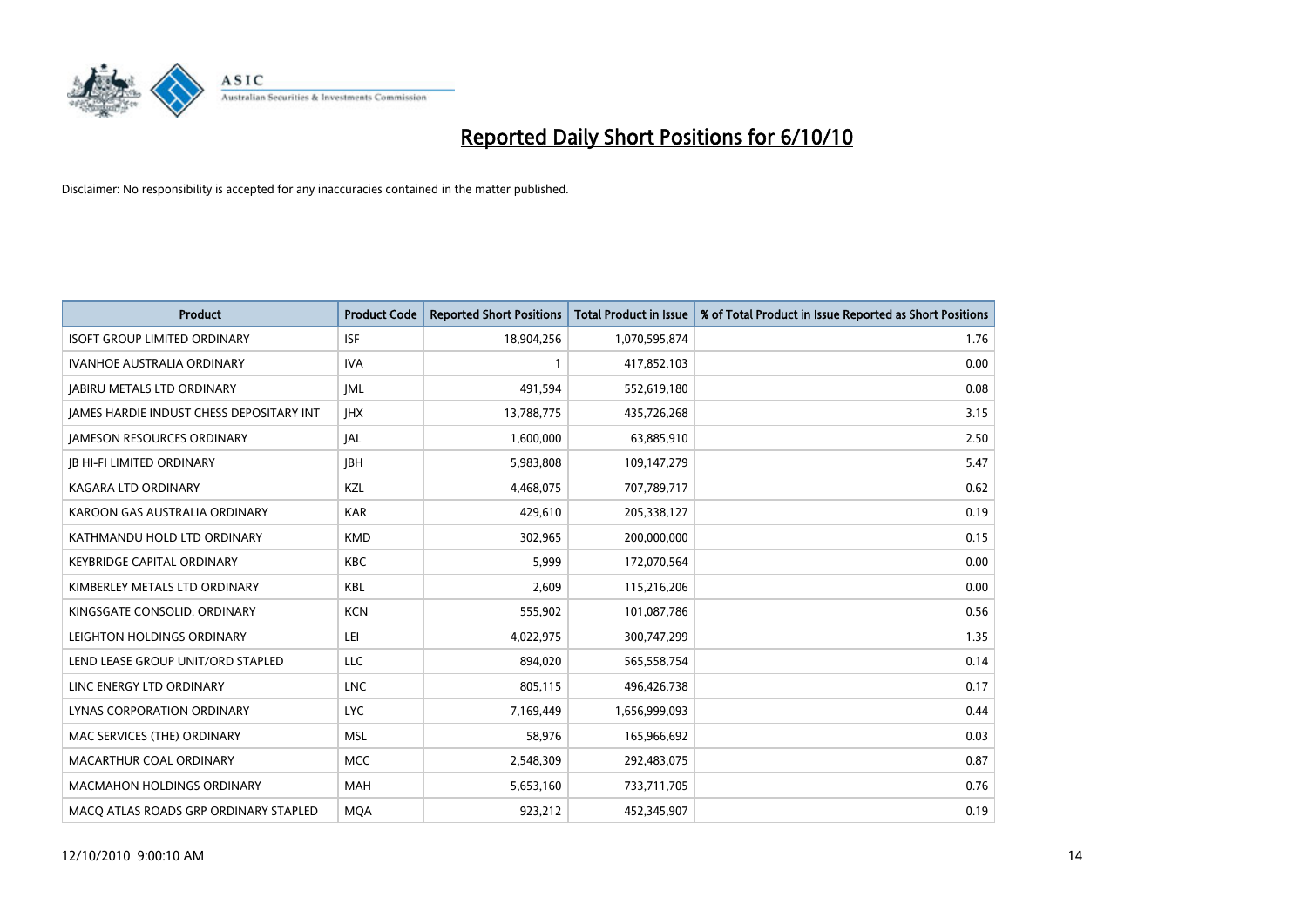# Reported Daily Short Positions for 6/10/10

Disclaimer: No responsibility is accepted for any inaccuracies contained in the matter published.

| Product | Product Code | Reported Short Positions | Total Product in Issue | % of Total Product in Issue Reported as Short Positions |
|---|---|---|---|---|
| ISOFT GROUP LIMITED ORDINARY | ISF | 18,904,256 | 1,070,595,874 | 1.76 |
| IVANHOE AUSTRALIA ORDINARY | IVA | 1 | 417,852,103 | 0.00 |
| JABIRU METALS LTD ORDINARY | JML | 491,594 | 552,619,180 | 0.08 |
| JAMES HARDIE INDUST CHESS DEPOSITARY INT | JHX | 13,788,775 | 435,726,268 | 3.15 |
| JAMESON RESOURCES ORDINARY | JAL | 1,600,000 | 63,885,910 | 2.50 |
| JB HI-FI LIMITED ORDINARY | JBH | 5,983,808 | 109,147,279 | 5.47 |
| KAGARA LTD ORDINARY | KZL | 4,468,075 | 707,789,717 | 0.62 |
| KAROON GAS AUSTRALIA ORDINARY | KAR | 429,610 | 205,338,127 | 0.19 |
| KATHMANDU HOLD LTD ORDINARY | KMD | 302,965 | 200,000,000 | 0.15 |
| KEYBRIDGE CAPITAL ORDINARY | KBC | 5,999 | 172,070,564 | 0.00 |
| KIMBERLEY METALS LTD ORDINARY | KBL | 2,609 | 115,216,206 | 0.00 |
| KINGSGATE CONSOLID. ORDINARY | KCN | 555,902 | 101,087,786 | 0.56 |
| LEIGHTON HOLDINGS ORDINARY | LEI | 4,022,975 | 300,747,299 | 1.35 |
| LEND LEASE GROUP UNIT/ORD STAPLED | LLC | 894,020 | 565,558,754 | 0.14 |
| LINC ENERGY LTD ORDINARY | LNC | 805,115 | 496,426,738 | 0.17 |
| LYNAS CORPORATION ORDINARY | LYC | 7,169,449 | 1,656,999,093 | 0.44 |
| MAC SERVICES (THE) ORDINARY | MSL | 58,976 | 165,966,692 | 0.03 |
| MACARTHUR COAL ORDINARY | MCC | 2,548,309 | 292,483,075 | 0.87 |
| MACMAHON HOLDINGS ORDINARY | MAH | 5,653,160 | 733,711,705 | 0.76 |
| MACQ ATLAS ROADS GRP ORDINARY STAPLED | MQA | 923,212 | 452,345,907 | 0.19 |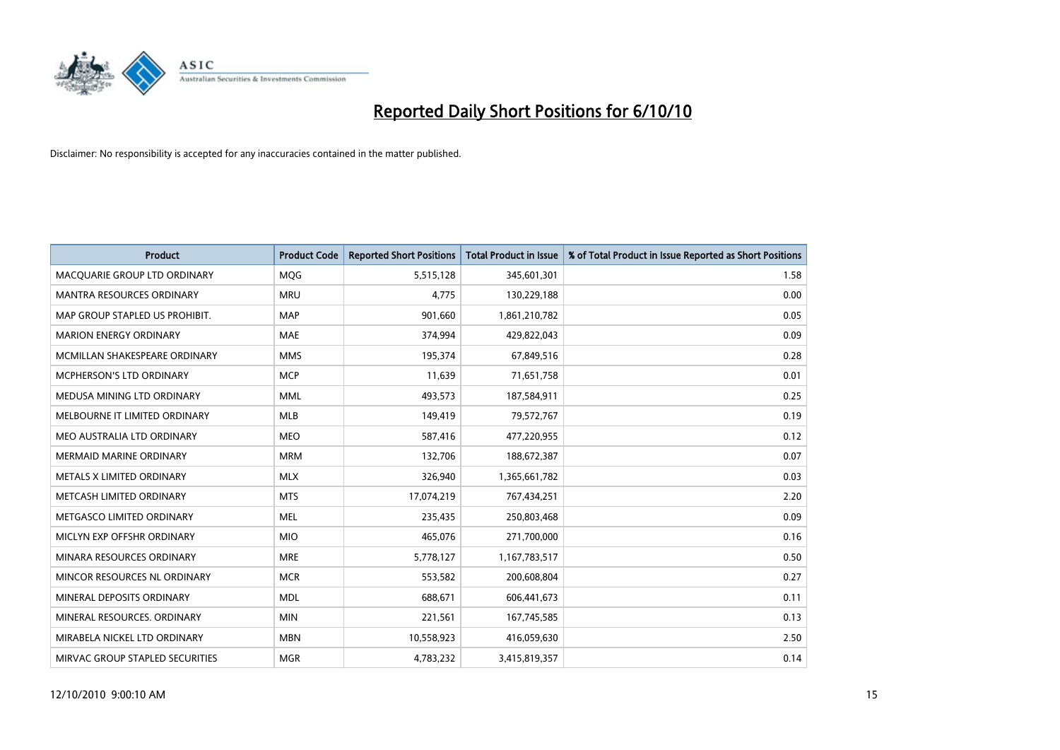# Reported Daily Short Positions for 6/10/10

Disclaimer: No responsibility is accepted for any inaccuracies contained in the matter published.

| Product | Product Code | Reported Short Positions | Total Product in Issue | % of Total Product in Issue Reported as Short Positions |
|---|---|---|---|---|
| MACQUARIE GROUP LTD ORDINARY | MQG | 5,515,128 | 345,601,301 | 1.58 |
| MANTRA RESOURCES ORDINARY | MRU | 4,775 | 130,229,188 | 0.00 |
| MAP GROUP STAPLED US PROHIBIT. | MAP | 901,660 | 1,861,210,782 | 0.05 |
| MARION ENERGY ORDINARY | MAE | 374,994 | 429,822,043 | 0.09 |
| MCMILLAN SHAKESPEARE ORDINARY | MMS | 195,374 | 67,849,516 | 0.28 |
| MCPHERSON'S LTD ORDINARY | MCP | 11,639 | 71,651,758 | 0.01 |
| MEDUSA MINING LTD ORDINARY | MML | 493,573 | 187,584,911 | 0.25 |
| MELBOURNE IT LIMITED ORDINARY | MLB | 149,419 | 79,572,767 | 0.19 |
| MEO AUSTRALIA LTD ORDINARY | MEO | 587,416 | 477,220,955 | 0.12 |
| MERMAID MARINE ORDINARY | MRM | 132,706 | 188,672,387 | 0.07 |
| METALS X LIMITED ORDINARY | MLX | 326,940 | 1,365,661,782 | 0.03 |
| METCASH LIMITED ORDINARY | MTS | 17,074,219 | 767,434,251 | 2.20 |
| METGASCO LIMITED ORDINARY | MEL | 235,435 | 250,803,468 | 0.09 |
| MICLYN EXP OFFSHR ORDINARY | MIO | 465,076 | 271,700,000 | 0.16 |
| MINARA RESOURCES ORDINARY | MRE | 5,778,127 | 1,167,783,517 | 0.50 |
| MINCOR RESOURCES NL ORDINARY | MCR | 553,582 | 200,608,804 | 0.27 |
| MINERAL DEPOSITS ORDINARY | MDL | 688,671 | 606,441,673 | 0.11 |
| MINERAL RESOURCES. ORDINARY | MIN | 221,561 | 167,745,585 | 0.13 |
| MIRABELA NICKEL LTD ORDINARY | MBN | 10,558,923 | 416,059,630 | 2.50 |
| MIRVAC GROUP STAPLED SECURITIES | MGR | 4,783,232 | 3,415,819,357 | 0.14 |

12/10/2010 9:00:10 AM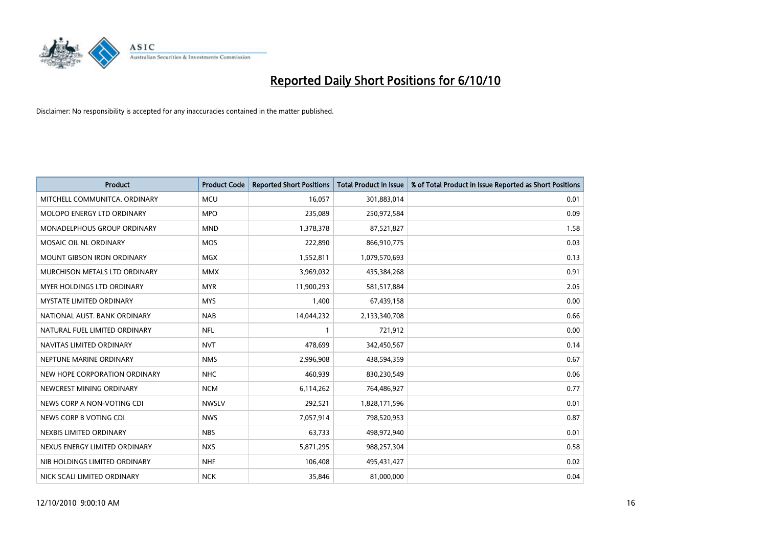# Reported Daily Short Positions for 6/10/10

Disclaimer: No responsibility is accepted for any inaccuracies contained in the matter published.

| Product | Product Code | Reported Short Positions | Total Product in Issue | % of Total Product in Issue Reported as Short Positions |
|---|---|---|---|---|
| MITCHELL COMMUNITCA. ORDINARY | MCU | 16,057 | 301,883,014 | 0.01 |
| MOLOPO ENERGY LTD ORDINARY | MPO | 235,089 | 250,972,584 | 0.09 |
| MONADELPHOUS GROUP ORDINARY | MND | 1,378,378 | 87,521,827 | 1.58 |
| MOSAIC OIL NL ORDINARY | MOS | 222,890 | 866,910,775 | 0.03 |
| MOUNT GIBSON IRON ORDINARY | MGX | 1,552,811 | 1,079,570,693 | 0.13 |
| MURCHISON METALS LTD ORDINARY | MMX | 3,969,032 | 435,384,268 | 0.91 |
| MYER HOLDINGS LTD ORDINARY | MYR | 11,900,293 | 581,517,884 | 2.05 |
| MYSTATE LIMITED ORDINARY | MYS | 1,400 | 67,439,158 | 0.00 |
| NATIONAL AUST. BANK ORDINARY | NAB | 14,044,232 | 2,133,340,708 | 0.66 |
| NATURAL FUEL LIMITED ORDINARY | NFL | 1 | 721,912 | 0.00 |
| NAVITAS LIMITED ORDINARY | NVT | 478,699 | 342,450,567 | 0.14 |
| NEPTUNE MARINE ORDINARY | NMS | 2,996,908 | 438,594,359 | 0.67 |
| NEW HOPE CORPORATION ORDINARY | NHC | 460,939 | 830,230,549 | 0.06 |
| NEWCREST MINING ORDINARY | NCM | 6,114,262 | 764,486,927 | 0.77 |
| NEWS CORP A NON-VOTING CDI | NWSLV | 292,521 | 1,828,171,596 | 0.01 |
| NEWS CORP B VOTING CDI | NWS | 7,057,914 | 798,520,953 | 0.87 |
| NEXBIS LIMITED ORDINARY | NBS | 63,733 | 498,972,940 | 0.01 |
| NEXUS ENERGY LIMITED ORDINARY | NXS | 5,871,295 | 988,257,304 | 0.58 |
| NIB HOLDINGS LIMITED ORDINARY | NHF | 106,408 | 495,431,427 | 0.02 |
| NICK SCALI LIMITED ORDINARY | NCK | 35,846 | 81,000,000 | 0.04 |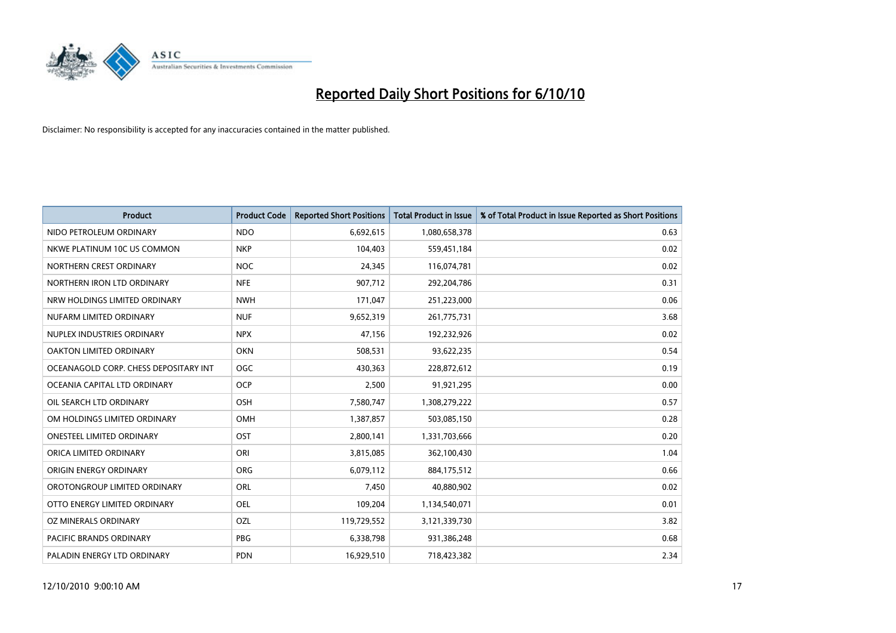# Reported Daily Short Positions for 6/10/10

Disclaimer: No responsibility is accepted for any inaccuracies contained in the matter published.

| Product | Product Code | Reported Short Positions | Total Product in Issue | % of Total Product in Issue Reported as Short Positions |
|---|---|---|---|---|
| NIDO PETROLEUM ORDINARY | NDO | 6,692,615 | 1,080,658,378 | 0.63 |
| NKWE PLATINUM 10C US COMMON | NKP | 104,403 | 559,451,184 | 0.02 |
| NORTHERN CREST ORDINARY | NOC | 24,345 | 116,074,781 | 0.02 |
| NORTHERN IRON LTD ORDINARY | NFE | 907,712 | 292,204,786 | 0.31 |
| NRW HOLDINGS LIMITED ORDINARY | NWH | 171,047 | 251,223,000 | 0.06 |
| NUFARM LIMITED ORDINARY | NUF | 9,652,319 | 261,775,731 | 3.68 |
| NUPLEX INDUSTRIES ORDINARY | NPX | 47,156 | 192,232,926 | 0.02 |
| OAKTON LIMITED ORDINARY | OKN | 508,531 | 93,622,235 | 0.54 |
| OCEANAGOLD CORP. CHESS DEPOSITARY INT | OGC | 430,363 | 228,872,612 | 0.19 |
| OCEANIA CAPITAL LTD ORDINARY | OCP | 2,500 | 91,921,295 | 0.00 |
| OIL SEARCH LTD ORDINARY | OSH | 7,580,747 | 1,308,279,222 | 0.57 |
| OM HOLDINGS LIMITED ORDINARY | OMH | 1,387,857 | 503,085,150 | 0.28 |
| ONESTEEL LIMITED ORDINARY | OST | 2,800,141 | 1,331,703,666 | 0.20 |
| ORICA LIMITED ORDINARY | ORI | 3,815,085 | 362,100,430 | 1.04 |
| ORIGIN ENERGY ORDINARY | ORG | 6,079,112 | 884,175,512 | 0.66 |
| OROTONGROUP LIMITED ORDINARY | ORL | 7,450 | 40,880,902 | 0.02 |
| OTTO ENERGY LIMITED ORDINARY | OEL | 109,204 | 1,134,540,071 | 0.01 |
| OZ MINERALS ORDINARY | OZL | 119,729,552 | 3,121,339,730 | 3.82 |
| PACIFIC BRANDS ORDINARY | PBG | 6,338,798 | 931,386,248 | 0.68 |
| PALADIN ENERGY LTD ORDINARY | PDN | 16,929,510 | 718,423,382 | 2.34 |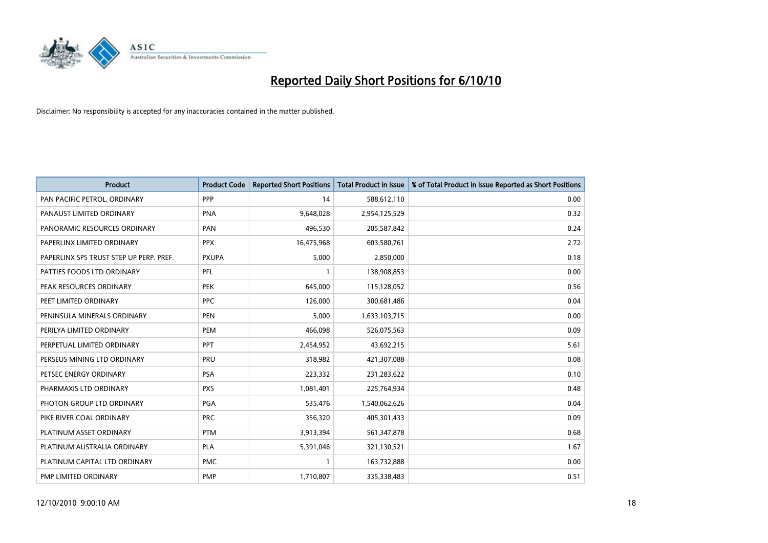# Reported Daily Short Positions for 6/10/10

Disclaimer: No responsibility is accepted for any inaccuracies contained in the matter published.

| Product | Product Code | Reported Short Positions | Total Product in Issue | % of Total Product in Issue Reported as Short Positions |
|---|---|---|---|---|
| PAN PACIFIC PETROL. ORDINARY | PPP | 14 | 588,612,110 | 0.00 |
| PANAUST LIMITED ORDINARY | PNA | 9,648,028 | 2,954,125,529 | 0.32 |
| PANORAMIC RESOURCES ORDINARY | PAN | 496,530 | 205,587,842 | 0.24 |
| PAPERLINX LIMITED ORDINARY | PPX | 16,475,968 | 603,580,761 | 2.72 |
| PAPERLINX SPS TRUST STEP UP PERP. PREF. | PXUPA | 5,000 | 2,850,000 | 0.18 |
| PATTIES FOODS LTD ORDINARY | PFL | 1 | 138,908,853 | 0.00 |
| PEAK RESOURCES ORDINARY | PEK | 645,000 | 115,128,052 | 0.56 |
| PEET LIMITED ORDINARY | PPC | 126,000 | 300,681,486 | 0.04 |
| PENINSULA MINERALS ORDINARY | PEN | 5,000 | 1,633,103,715 | 0.00 |
| PERILYA LIMITED ORDINARY | PEM | 466,098 | 526,075,563 | 0.09 |
| PERPETUAL LIMITED ORDINARY | PPT | 2,454,952 | 43,692,215 | 5.61 |
| PERSEUS MINING LTD ORDINARY | PRU | 318,982 | 421,307,088 | 0.08 |
| PETSEC ENERGY ORDINARY | PSA | 223,332 | 231,283,622 | 0.10 |
| PHARMAXIS LTD ORDINARY | PXS | 1,081,401 | 225,764,934 | 0.48 |
| PHOTON GROUP LTD ORDINARY | PGA | 535,476 | 1,540,062,626 | 0.04 |
| PIKE RIVER COAL ORDINARY | PRC | 356,320 | 405,301,433 | 0.09 |
| PLATINUM ASSET ORDINARY | PTM | 3,913,394 | 561,347,878 | 0.68 |
| PLATINUM AUSTRALIA ORDINARY | PLA | 5,391,046 | 321,130,521 | 1.67 |
| PLATINUM CAPITAL LTD ORDINARY | PMC | 1 | 163,732,888 | 0.00 |
| PMP LIMITED ORDINARY | PMP | 1,710,807 | 335,338,483 | 0.51 |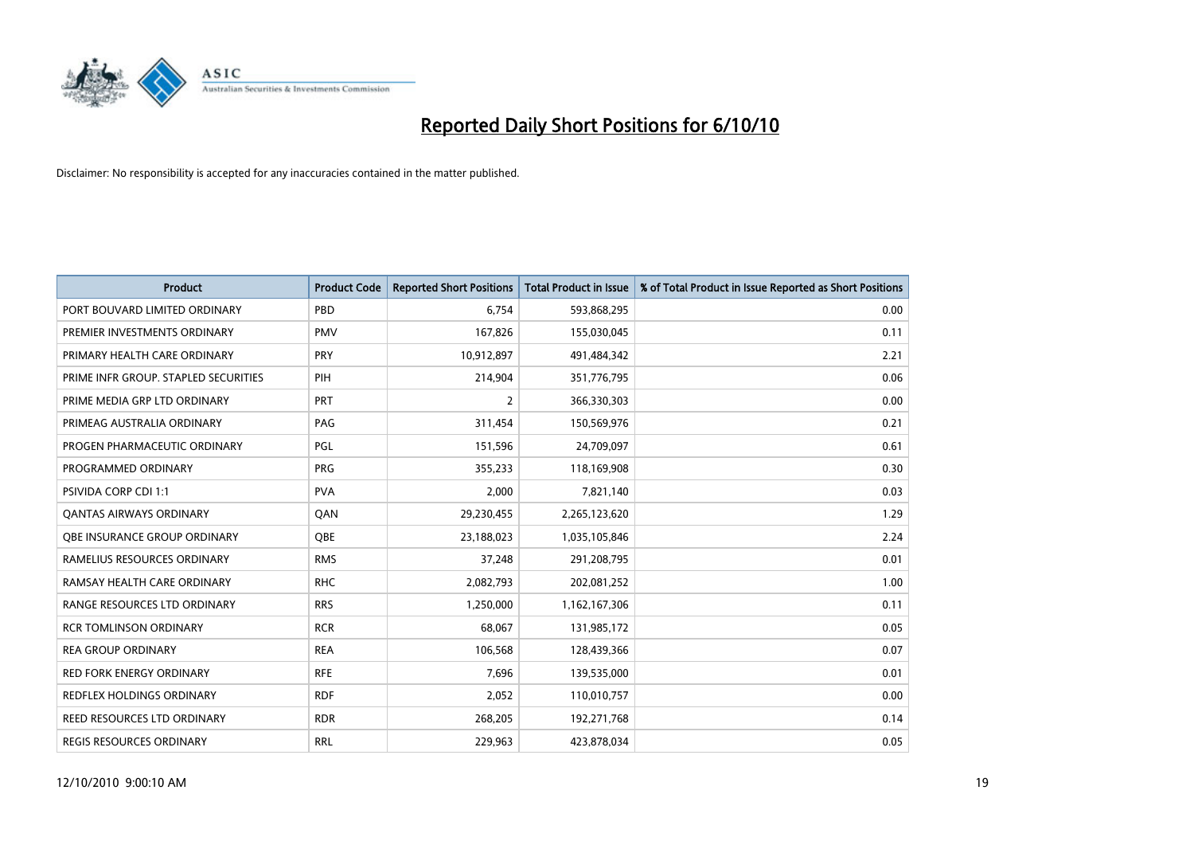# Reported Daily Short Positions for 6/10/10

Disclaimer: No responsibility is accepted for any inaccuracies contained in the matter published.

| Product | Product Code | Reported Short Positions | Total Product in Issue | % of Total Product in Issue Reported as Short Positions |
|---|---|---|---|---|
| PORT BOUVARD LIMITED ORDINARY | PBD | 6,754 | 593,868,295 | 0.00 |
| PREMIER INVESTMENTS ORDINARY | PMV | 167,826 | 155,030,045 | 0.11 |
| PRIMARY HEALTH CARE ORDINARY | PRY | 10,912,897 | 491,484,342 | 2.21 |
| PRIME INFR GROUP. STAPLED SECURITIES | PIH | 214,904 | 351,776,795 | 0.06 |
| PRIME MEDIA GRP LTD ORDINARY | PRT | 2 | 366,330,303 | 0.00 |
| PRIMEAG AUSTRALIA ORDINARY | PAG | 311,454 | 150,569,976 | 0.21 |
| PROGEN PHARMACEUTIC ORDINARY | PGL | 151,596 | 24,709,097 | 0.61 |
| PROGRAMMED ORDINARY | PRG | 355,233 | 118,169,908 | 0.30 |
| PSIVIDA CORP CDI 1:1 | PVA | 2,000 | 7,821,140 | 0.03 |
| QANTAS AIRWAYS ORDINARY | QAN | 29,230,455 | 2,265,123,620 | 1.29 |
| QBE INSURANCE GROUP ORDINARY | QBE | 23,188,023 | 1,035,105,846 | 2.24 |
| RAMELIUS RESOURCES ORDINARY | RMS | 37,248 | 291,208,795 | 0.01 |
| RAMSAY HEALTH CARE ORDINARY | RHC | 2,082,793 | 202,081,252 | 1.00 |
| RANGE RESOURCES LTD ORDINARY | RRS | 1,250,000 | 1,162,167,306 | 0.11 |
| RCR TOMLINSON ORDINARY | RCR | 68,067 | 131,985,172 | 0.05 |
| REA GROUP ORDINARY | REA | 106,568 | 128,439,366 | 0.07 |
| RED FORK ENERGY ORDINARY | RFE | 7,696 | 139,535,000 | 0.01 |
| REDFLEX HOLDINGS ORDINARY | RDF | 2,052 | 110,010,757 | 0.00 |
| REED RESOURCES LTD ORDINARY | RDR | 268,205 | 192,271,768 | 0.14 |
| REGIS RESOURCES ORDINARY | RRL | 229,963 | 423,878,034 | 0.05 |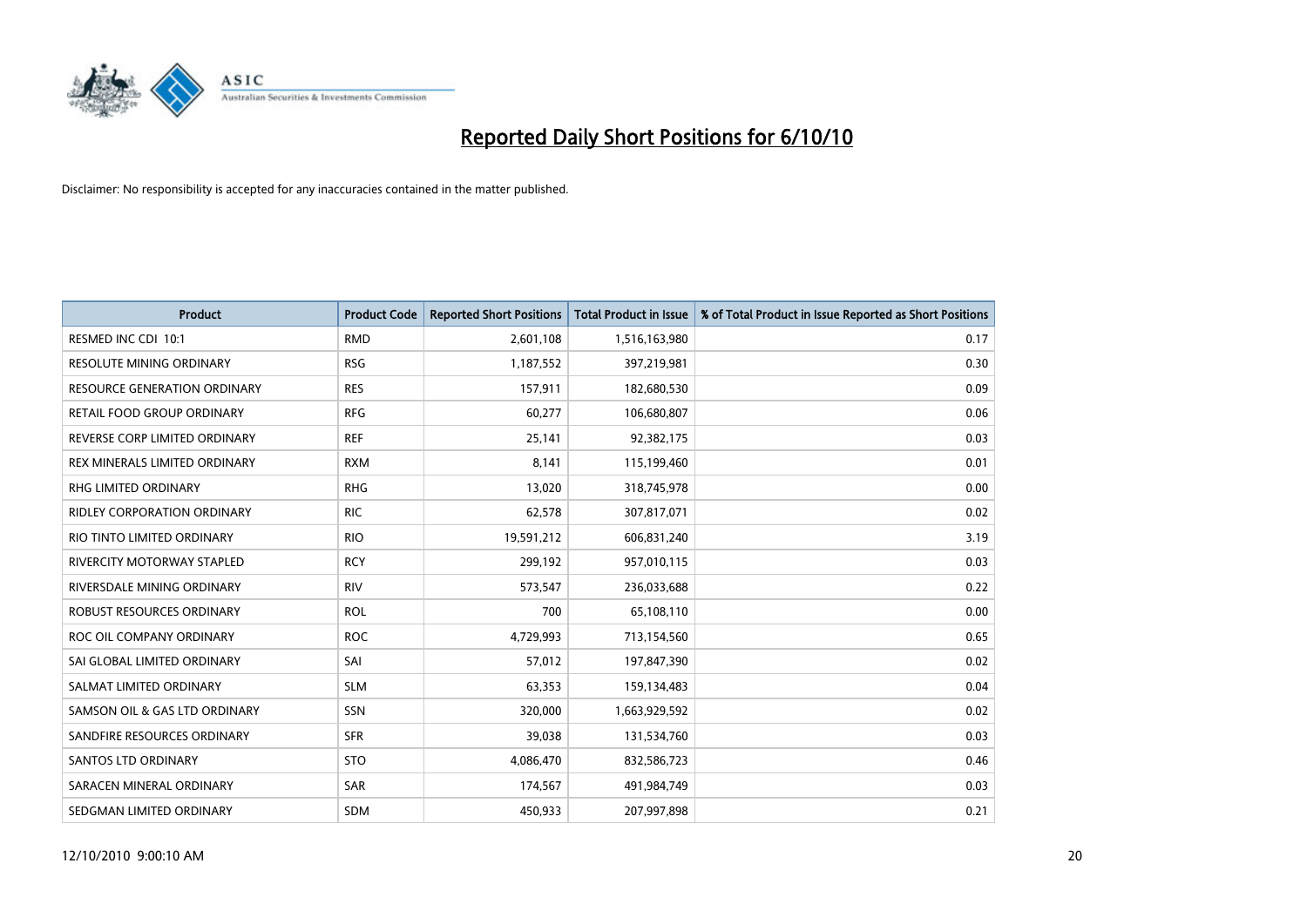# Reported Daily Short Positions for 6/10/10

Disclaimer: No responsibility is accepted for any inaccuracies contained in the matter published.

| Product | Product Code | Reported Short Positions | Total Product in Issue | % of Total Product in Issue Reported as Short Positions |
|---|---|---|---|---|
| RESMED INC CDI 10:1 | RMD | 2,601,108 | 1,516,163,980 | 0.17 |
| RESOLUTE MINING ORDINARY | RSG | 1,187,552 | 397,219,981 | 0.30 |
| RESOURCE GENERATION ORDINARY | RES | 157,911 | 182,680,530 | 0.09 |
| RETAIL FOOD GROUP ORDINARY | RFG | 60,277 | 106,680,807 | 0.06 |
| REVERSE CORP LIMITED ORDINARY | REF | 25,141 | 92,382,175 | 0.03 |
| REX MINERALS LIMITED ORDINARY | RXM | 8,141 | 115,199,460 | 0.01 |
| RHG LIMITED ORDINARY | RHG | 13,020 | 318,745,978 | 0.00 |
| RIDLEY CORPORATION ORDINARY | RIC | 62,578 | 307,817,071 | 0.02 |
| RIO TINTO LIMITED ORDINARY | RIO | 19,591,212 | 606,831,240 | 3.19 |
| RIVERCITY MOTORWAY STAPLED | RCY | 299,192 | 957,010,115 | 0.03 |
| RIVERSDALE MINING ORDINARY | RIV | 573,547 | 236,033,688 | 0.22 |
| ROBUST RESOURCES ORDINARY | ROL | 700 | 65,108,110 | 0.00 |
| ROC OIL COMPANY ORDINARY | ROC | 4,729,993 | 713,154,560 | 0.65 |
| SAI GLOBAL LIMITED ORDINARY | SAI | 57,012 | 197,847,390 | 0.02 |
| SALMAT LIMITED ORDINARY | SLM | 63,353 | 159,134,483 | 0.04 |
| SAMSON OIL & GAS LTD ORDINARY | SSN | 320,000 | 1,663,929,592 | 0.02 |
| SANDFIRE RESOURCES ORDINARY | SFR | 39,038 | 131,534,760 | 0.03 |
| SANTOS LTD ORDINARY | STO | 4,086,470 | 832,586,723 | 0.46 |
| SARACEN MINERAL ORDINARY | SAR | 174,567 | 491,984,749 | 0.03 |
| SEDGMAN LIMITED ORDINARY | SDM | 450,933 | 207,997,898 | 0.21 |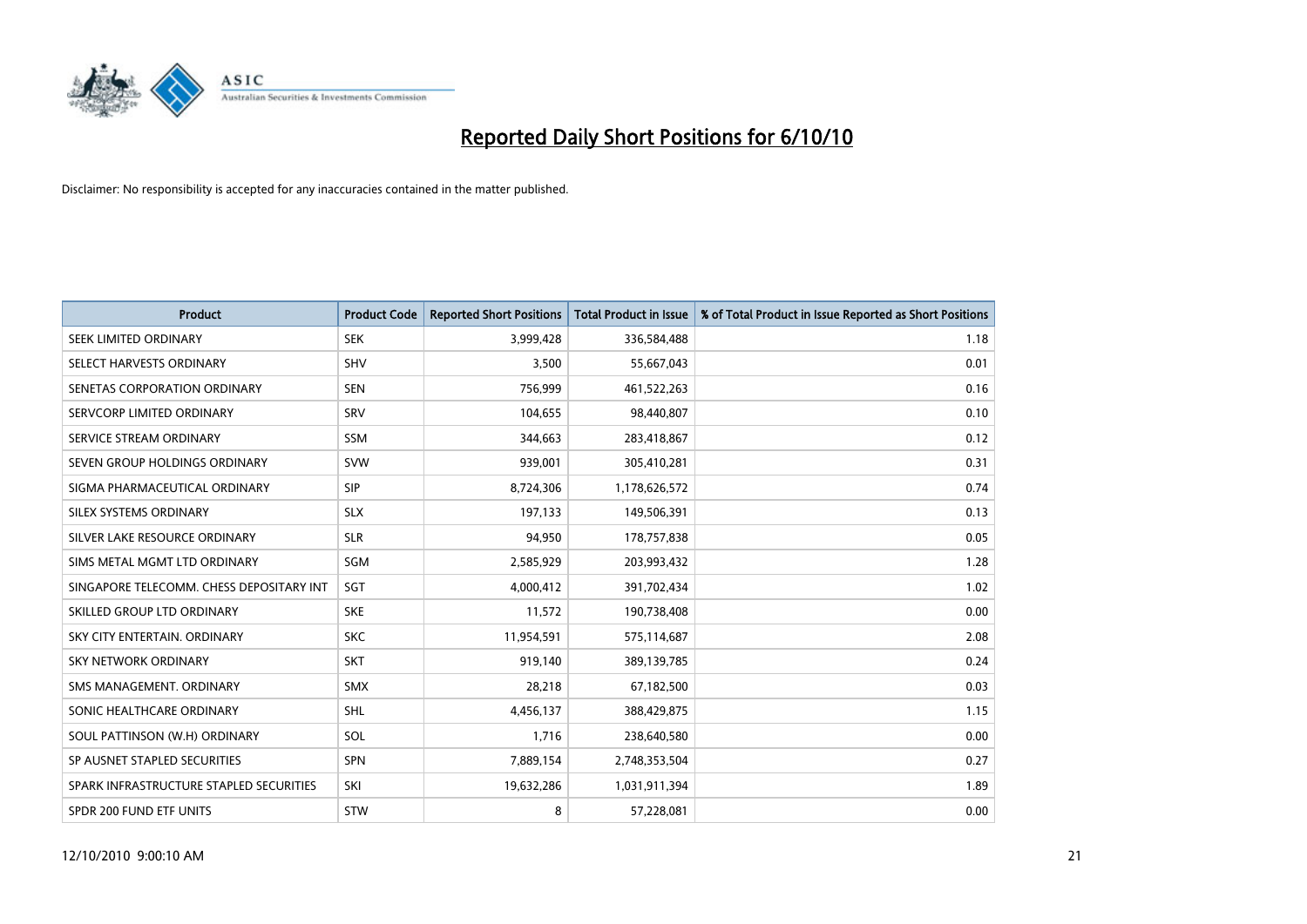# Reported Daily Short Positions for 6/10/10

Disclaimer: No responsibility is accepted for any inaccuracies contained in the matter published.

| Product | Product Code | Reported Short Positions | Total Product in Issue | % of Total Product in Issue Reported as Short Positions |
|---|---|---|---|---|
| SEEK LIMITED ORDINARY | SEK | 3,999,428 | 336,584,488 | 1.18 |
| SELECT HARVESTS ORDINARY | SHV | 3,500 | 55,667,043 | 0.01 |
| SENETAS CORPORATION ORDINARY | SEN | 756,999 | 461,522,263 | 0.16 |
| SERVCORP LIMITED ORDINARY | SRV | 104,655 | 98,440,807 | 0.10 |
| SERVICE STREAM ORDINARY | SSM | 344,663 | 283,418,867 | 0.12 |
| SEVEN GROUP HOLDINGS ORDINARY | SVW | 939,001 | 305,410,281 | 0.31 |
| SIGMA PHARMACEUTICAL ORDINARY | SIP | 8,724,306 | 1,178,626,572 | 0.74 |
| SILEX SYSTEMS ORDINARY | SLX | 197,133 | 149,506,391 | 0.13 |
| SILVER LAKE RESOURCE ORDINARY | SLR | 94,950 | 178,757,838 | 0.05 |
| SIMS METAL MGMT LTD ORDINARY | SGM | 2,585,929 | 203,993,432 | 1.28 |
| SINGAPORE TELECOMM. CHESS DEPOSITARY INT | SGT | 4,000,412 | 391,702,434 | 1.02 |
| SKILLED GROUP LTD ORDINARY | SKE | 11,572 | 190,738,408 | 0.00 |
| SKY CITY ENTERTAIN. ORDINARY | SKC | 11,954,591 | 575,114,687 | 2.08 |
| SKY NETWORK ORDINARY | SKT | 919,140 | 389,139,785 | 0.24 |
| SMS MANAGEMENT. ORDINARY | SMX | 28,218 | 67,182,500 | 0.03 |
| SONIC HEALTHCARE ORDINARY | SHL | 4,456,137 | 388,429,875 | 1.15 |
| SOUL PATTINSON (W.H) ORDINARY | SOL | 1,716 | 238,640,580 | 0.00 |
| SP AUSNET STAPLED SECURITIES | SPN | 7,889,154 | 2,748,353,504 | 0.27 |
| SPARK INFRASTRUCTURE STAPLED SECURITIES | SKI | 19,632,286 | 1,031,911,394 | 1.89 |
| SPDR 200 FUND ETF UNITS | STW | 8 | 57,228,081 | 0.00 |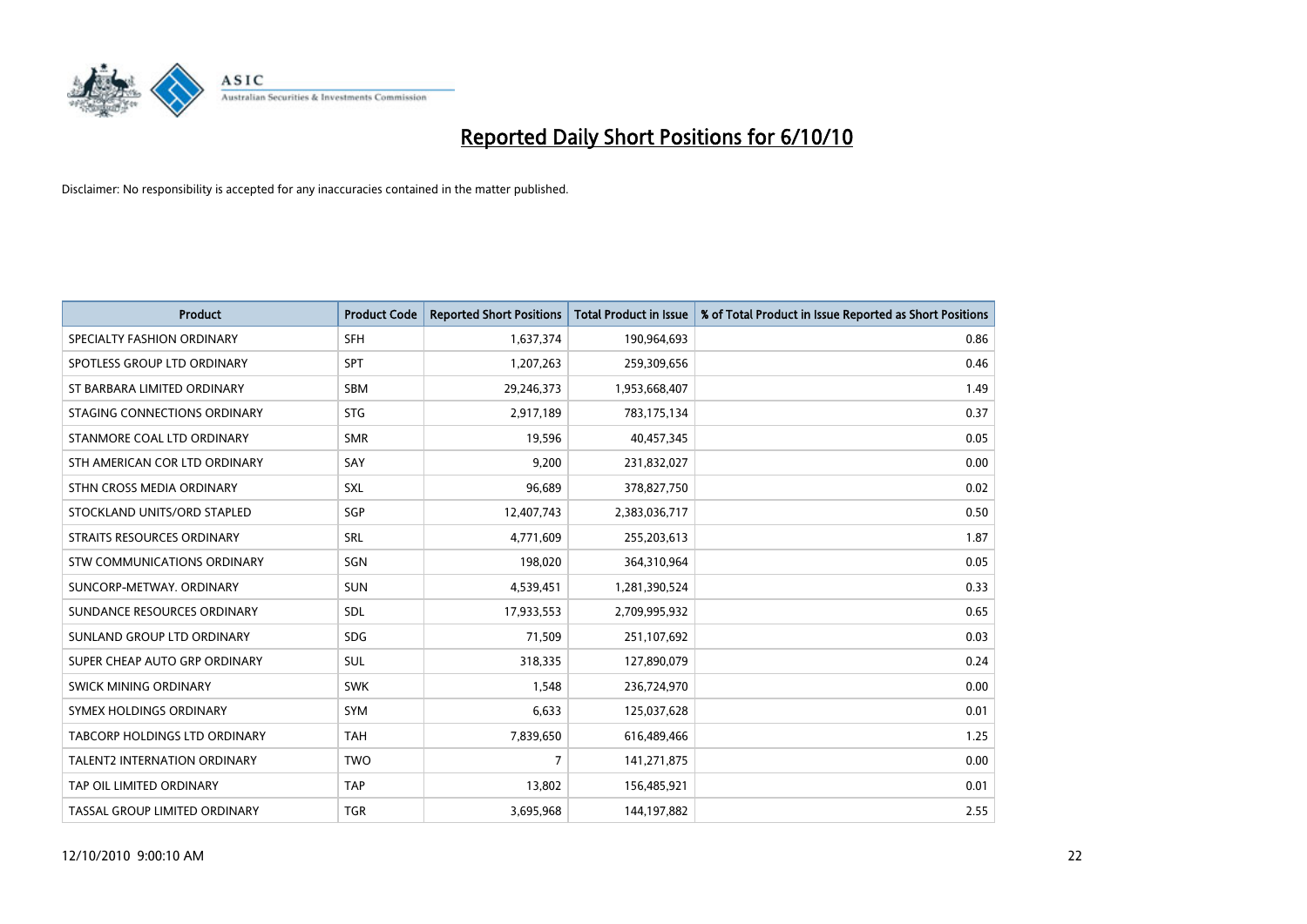# Reported Daily Short Positions for 6/10/10

Disclaimer: No responsibility is accepted for any inaccuracies contained in the matter published.

| Product | Product Code | Reported Short Positions | Total Product in Issue | % of Total Product in Issue Reported as Short Positions |
|---|---|---|---|---|
| SPECIALTY FASHION ORDINARY | SFH | 1,637,374 | 190,964,693 | 0.86 |
| SPOTLESS GROUP LTD ORDINARY | SPT | 1,207,263 | 259,309,656 | 0.46 |
| ST BARBARA LIMITED ORDINARY | SBM | 29,246,373 | 1,953,668,407 | 1.49 |
| STAGING CONNECTIONS ORDINARY | STG | 2,917,189 | 783,175,134 | 0.37 |
| STANMORE COAL LTD ORDINARY | SMR | 19,596 | 40,457,345 | 0.05 |
| STH AMERICAN COR LTD ORDINARY | SAY | 9,200 | 231,832,027 | 0.00 |
| STHN CROSS MEDIA ORDINARY | SXL | 96,689 | 378,827,750 | 0.02 |
| STOCKLAND UNITS/ORD STAPLED | SGP | 12,407,743 | 2,383,036,717 | 0.50 |
| STRAITS RESOURCES ORDINARY | SRL | 4,771,609 | 255,203,613 | 1.87 |
| STW COMMUNICATIONS ORDINARY | SGN | 198,020 | 364,310,964 | 0.05 |
| SUNCORP-METWAY. ORDINARY | SUN | 4,539,451 | 1,281,390,524 | 0.33 |
| SUNDANCE RESOURCES ORDINARY | SDL | 17,933,553 | 2,709,995,932 | 0.65 |
| SUNLAND GROUP LTD ORDINARY | SDG | 71,509 | 251,107,692 | 0.03 |
| SUPER CHEAP AUTO GRP ORDINARY | SUL | 318,335 | 127,890,079 | 0.24 |
| SWICK MINING ORDINARY | SWK | 1,548 | 236,724,970 | 0.00 |
| SYMEX HOLDINGS ORDINARY | SYM | 6,633 | 125,037,628 | 0.01 |
| TABCORP HOLDINGS LTD ORDINARY | TAH | 7,839,650 | 616,489,466 | 1.25 |
| TALENT2 INTERNATION ORDINARY | TWO | 7 | 141,271,875 | 0.00 |
| TAP OIL LIMITED ORDINARY | TAP | 13,802 | 156,485,921 | 0.01 |
| TASSAL GROUP LIMITED ORDINARY | TGR | 3,695,968 | 144,197,882 | 2.55 |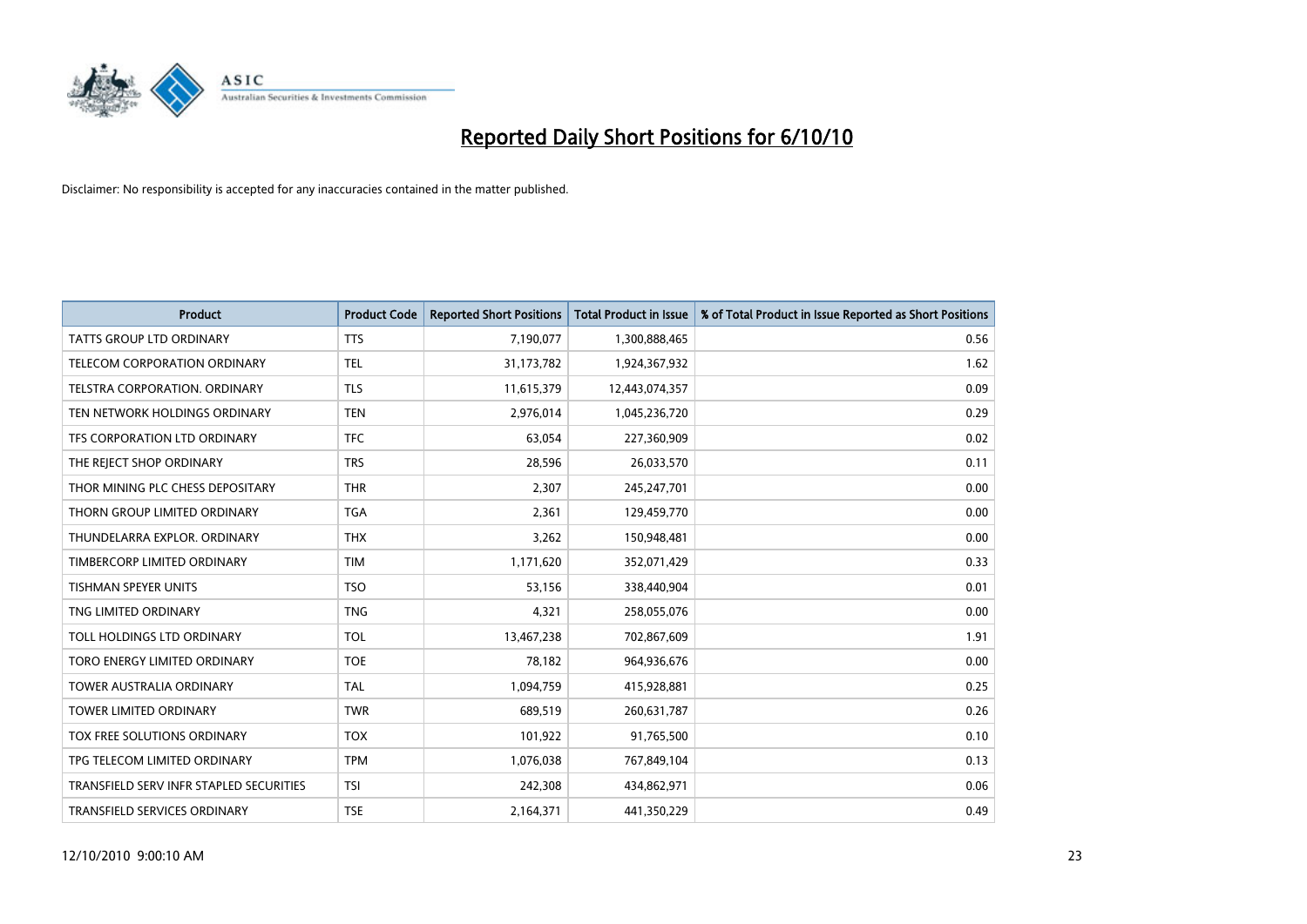# Reported Daily Short Positions for 6/10/10

Disclaimer: No responsibility is accepted for any inaccuracies contained in the matter published.

| Product | Product Code | Reported Short Positions | Total Product in Issue | % of Total Product in Issue Reported as Short Positions |
|---|---|---|---|---|
| TATTS GROUP LTD ORDINARY | TTS | 7,190,077 | 1,300,888,465 | 0.56 |
| TELECOM CORPORATION ORDINARY | TEL | 31,173,782 | 1,924,367,932 | 1.62 |
| TELSTRA CORPORATION. ORDINARY | TLS | 11,615,379 | 12,443,074,357 | 0.09 |
| TEN NETWORK HOLDINGS ORDINARY | TEN | 2,976,014 | 1,045,236,720 | 0.29 |
| TFS CORPORATION LTD ORDINARY | TFC | 63,054 | 227,360,909 | 0.02 |
| THE REJECT SHOP ORDINARY | TRS | 28,596 | 26,033,570 | 0.11 |
| THOR MINING PLC CHESS DEPOSITARY | THR | 2,307 | 245,247,701 | 0.00 |
| THORN GROUP LIMITED ORDINARY | TGA | 2,361 | 129,459,770 | 0.00 |
| THUNDELARRA EXPLOR. ORDINARY | THX | 3,262 | 150,948,481 | 0.00 |
| TIMBERCORP LIMITED ORDINARY | TIM | 1,171,620 | 352,071,429 | 0.33 |
| TISHMAN SPEYER UNITS | TSO | 53,156 | 338,440,904 | 0.01 |
| TNG LIMITED ORDINARY | TNG | 4,321 | 258,055,076 | 0.00 |
| TOLL HOLDINGS LTD ORDINARY | TOL | 13,467,238 | 702,867,609 | 1.91 |
| TORO ENERGY LIMITED ORDINARY | TOE | 78,182 | 964,936,676 | 0.00 |
| TOWER AUSTRALIA ORDINARY | TAL | 1,094,759 | 415,928,881 | 0.25 |
| TOWER LIMITED ORDINARY | TWR | 689,519 | 260,631,787 | 0.26 |
| TOX FREE SOLUTIONS ORDINARY | TOX | 101,922 | 91,765,500 | 0.10 |
| TPG TELECOM LIMITED ORDINARY | TPM | 1,076,038 | 767,849,104 | 0.13 |
| TRANSFIELD SERV INFR STAPLED SECURITIES | TSI | 242,308 | 434,862,971 | 0.06 |
| TRANSFIELD SERVICES ORDINARY | TSE | 2,164,371 | 441,350,229 | 0.49 |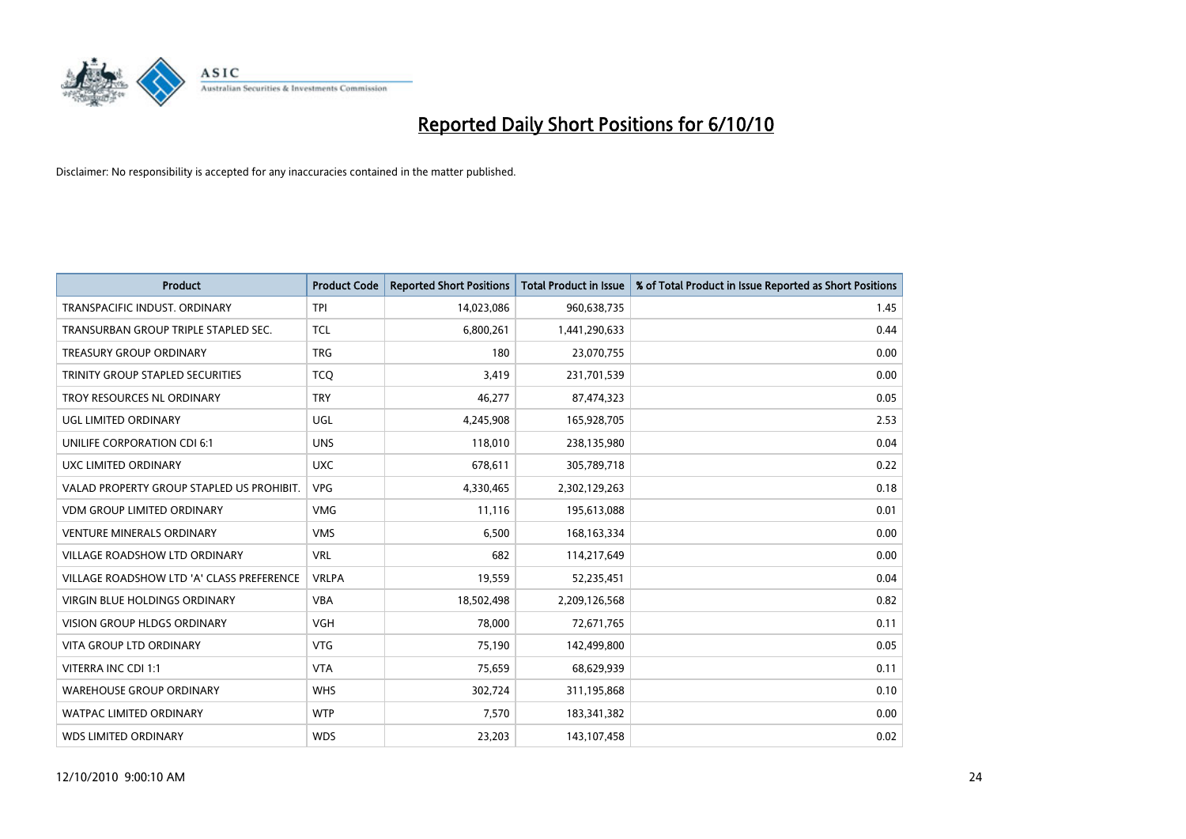# Reported Daily Short Positions for 6/10/10

Disclaimer: No responsibility is accepted for any inaccuracies contained in the matter published.

| Product | Product Code | Reported Short Positions | Total Product in Issue | % of Total Product in Issue Reported as Short Positions |
|---|---|---|---|---|
| TRANSPACIFIC INDUST. ORDINARY | TPI | 14,023,086 | 960,638,735 | 1.45 |
| TRANSURBAN GROUP TRIPLE STAPLED SEC. | TCL | 6,800,261 | 1,441,290,633 | 0.44 |
| TREASURY GROUP ORDINARY | TRG | 180 | 23,070,755 | 0.00 |
| TRINITY GROUP STAPLED SECURITIES | TCQ | 3,419 | 231,701,539 | 0.00 |
| TROY RESOURCES NL ORDINARY | TRY | 46,277 | 87,474,323 | 0.05 |
| UGL LIMITED ORDINARY | UGL | 4,245,908 | 165,928,705 | 2.53 |
| UNILIFE CORPORATION CDI 6:1 | UNS | 118,010 | 238,135,980 | 0.04 |
| UXC LIMITED ORDINARY | UXC | 678,611 | 305,789,718 | 0.22 |
| VALAD PROPERTY GROUP STAPLED US PROHIBIT. | VPG | 4,330,465 | 2,302,129,263 | 0.18 |
| VDM GROUP LIMITED ORDINARY | VMG | 11,116 | 195,613,088 | 0.01 |
| VENTURE MINERALS ORDINARY | VMS | 6,500 | 168,163,334 | 0.00 |
| VILLAGE ROADSHOW LTD ORDINARY | VRL | 682 | 114,217,649 | 0.00 |
| VILLAGE ROADSHOW LTD 'A' CLASS PREFERENCE | VRLPA | 19,559 | 52,235,451 | 0.04 |
| VIRGIN BLUE HOLDINGS ORDINARY | VBA | 18,502,498 | 2,209,126,568 | 0.82 |
| VISION GROUP HLDGS ORDINARY | VGH | 78,000 | 72,671,765 | 0.11 |
| VITA GROUP LTD ORDINARY | VTG | 75,190 | 142,499,800 | 0.05 |
| VITERRA INC CDI 1:1 | VTA | 75,659 | 68,629,939 | 0.11 |
| WAREHOUSE GROUP ORDINARY | WHS | 302,724 | 311,195,868 | 0.10 |
| WATPAC LIMITED ORDINARY | WTP | 7,570 | 183,341,382 | 0.00 |
| WDS LIMITED ORDINARY | WDS | 23,203 | 143,107,458 | 0.02 |

12/10/2010 9:00:10 AM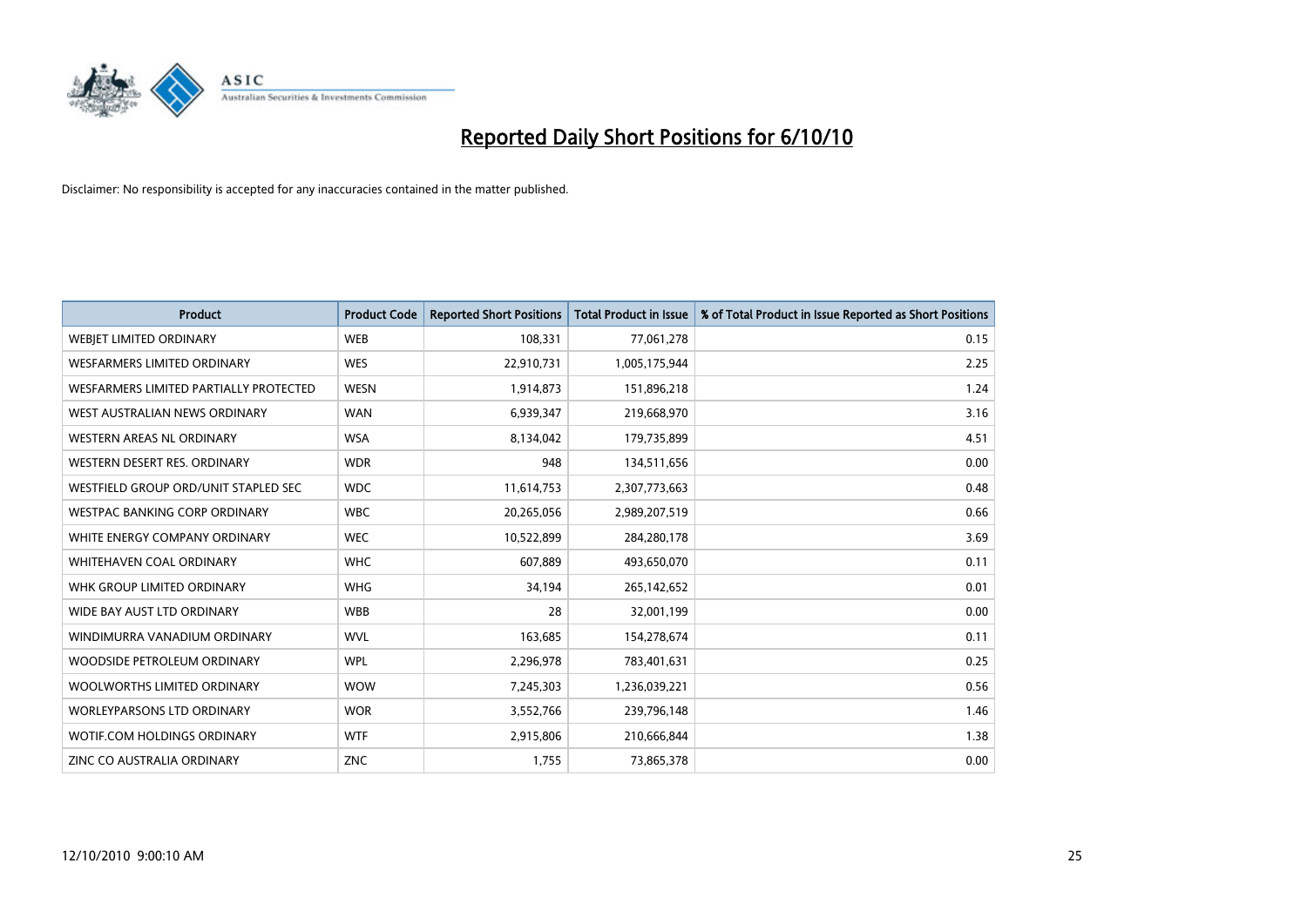# Reported Daily Short Positions for 6/10/10

Disclaimer: No responsibility is accepted for any inaccuracies contained in the matter published.

| Product | Product Code | Reported Short Positions | Total Product in Issue | % of Total Product in Issue Reported as Short Positions |
|---|---|---|---|---|
| WEBJET LIMITED ORDINARY | WEB | 108,331 | 77,061,278 | 0.15 |
| WESFARMERS LIMITED ORDINARY | WES | 22,910,731 | 1,005,175,944 | 2.25 |
| WESFARMERS LIMITED PARTIALLY PROTECTED | WESN | 1,914,873 | 151,896,218 | 1.24 |
| WEST AUSTRALIAN NEWS ORDINARY | WAN | 6,939,347 | 219,668,970 | 3.16 |
| WESTERN AREAS NL ORDINARY | WSA | 8,134,042 | 179,735,899 | 4.51 |
| WESTERN DESERT RES. ORDINARY | WDR | 948 | 134,511,656 | 0.00 |
| WESTFIELD GROUP ORD/UNIT STAPLED SEC | WDC | 11,614,753 | 2,307,773,663 | 0.48 |
| WESTPAC BANKING CORP ORDINARY | WBC | 20,265,056 | 2,989,207,519 | 0.66 |
| WHITE ENERGY COMPANY ORDINARY | WEC | 10,522,899 | 284,280,178 | 3.69 |
| WHITEHAVEN COAL ORDINARY | WHC | 607,889 | 493,650,070 | 0.11 |
| WHK GROUP LIMITED ORDINARY | WHG | 34,194 | 265,142,652 | 0.01 |
| WIDE BAY AUST LTD ORDINARY | WBB | 28 | 32,001,199 | 0.00 |
| WINDIMURRA VANADIUM ORDINARY | WVL | 163,685 | 154,278,674 | 0.11 |
| WOODSIDE PETROLEUM ORDINARY | WPL | 2,296,978 | 783,401,631 | 0.25 |
| WOOLWORTHS LIMITED ORDINARY | WOW | 7,245,303 | 1,236,039,221 | 0.56 |
| WORLEYPARSONS LTD ORDINARY | WOR | 3,552,766 | 239,796,148 | 1.46 |
| WOTIF.COM HOLDINGS ORDINARY | WTF | 2,915,806 | 210,666,844 | 1.38 |
| ZINC CO AUSTRALIA ORDINARY | ZNC | 1,755 | 73,865,378 | 0.00 |

12/10/2010 9:00:10 AM